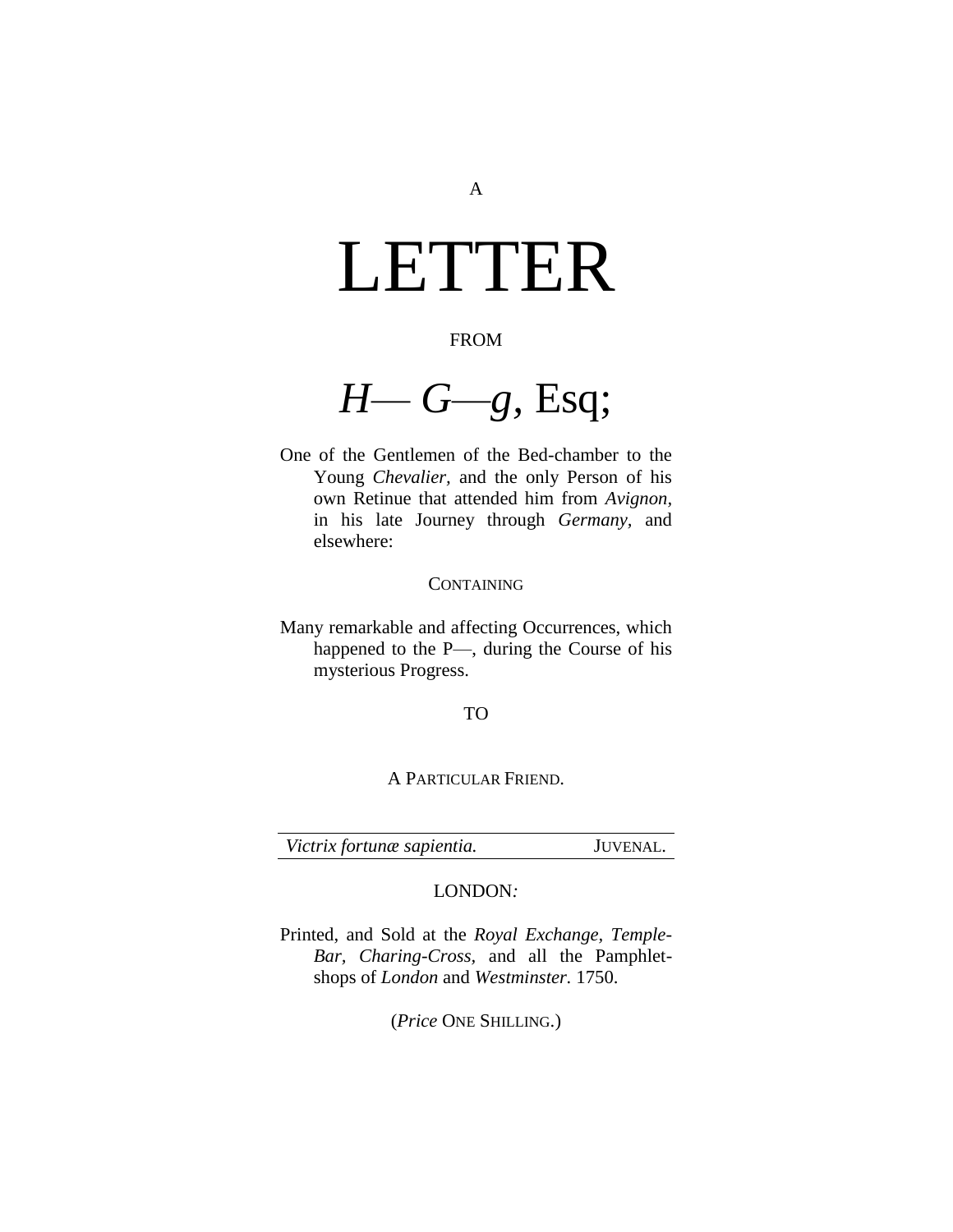A

# LETTER

FROM

# *H— G—g*, Esq;

One of the Gentlemen of the Bed-chamber to the Young *Chevalier*, and the only Person of his own Retinue that attended him from *Avignon*, in his late Journey through *Germany*, and elsewhere:

CONTAINING

Many remarkable and affecting Occurrences, which happened to the P—, during the Course of his mysterious Progress.

TO

A PARTICULAR FRIEND.

---

*Victrix fortunæ sapientia.* JUVENAL.

---

LONDON:

Printed, and Sold at the *Royal Exchange*, *Temple-Bar*, *Charing-Cross*, and all the Pamphlet-shops of *London* and *Westminster*. 1750.

(*Price* ONE SHILLING.)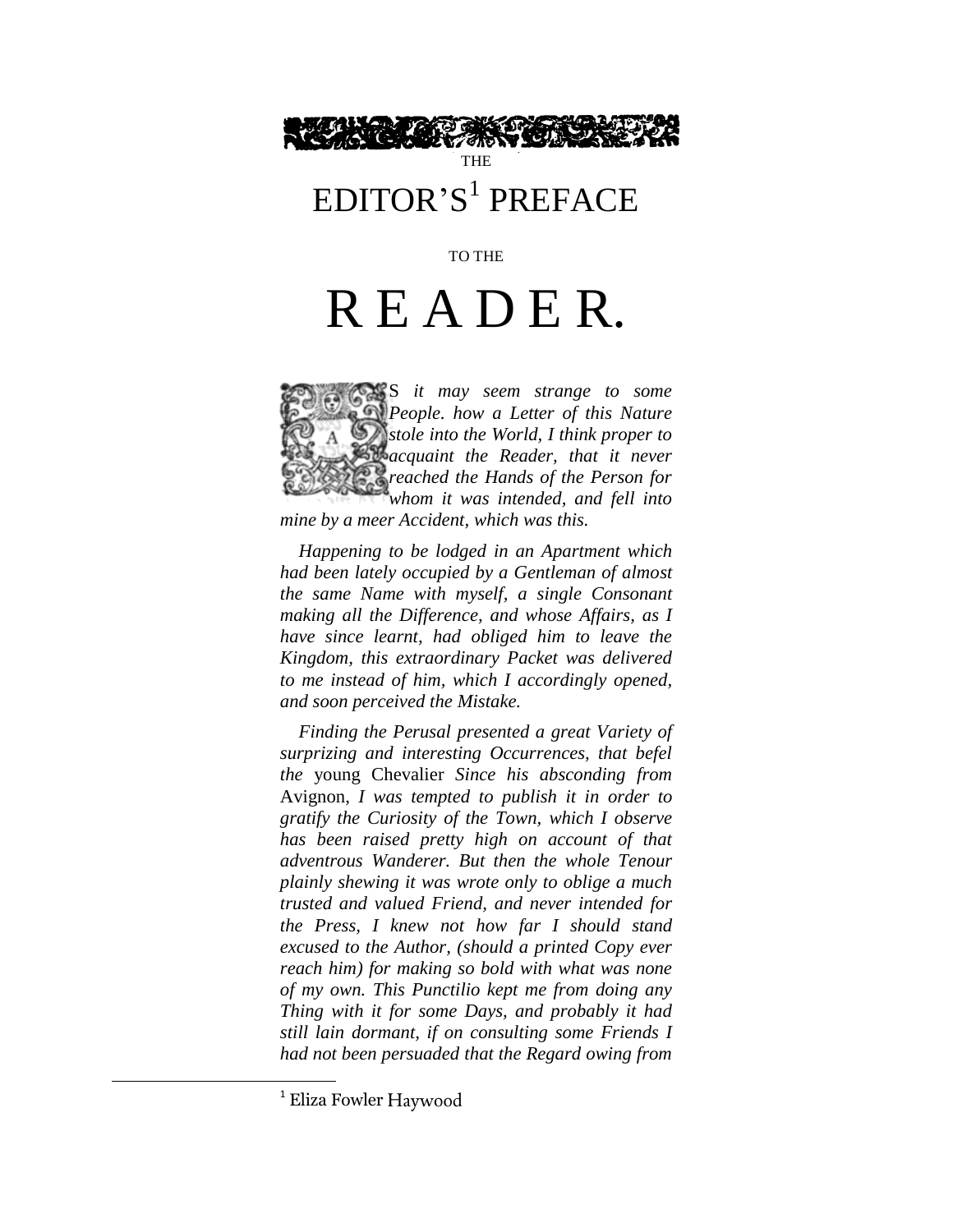THE

# EDITOR'S[1] PREFACE

TO THE

# R E A D E R.

AS *it may seem strange to some People. how a Letter of this Nature stole into the World, I think proper to acquaint the Reader, that it never reached the Hands of the Person for whom it was intended, and fell into mine by a meer Accident, which was this.*

*Happening to be lodged in an Apartment which had been lately occupied by a Gentleman of almost the same Name with myself, a single Consonant making all the Difference, and whose Affairs, as I have since learnt, had obliged him to leave the Kingdom, this extraordinary Packet was delivered to me instead of him, which I accordingly opened, and soon perceived the Mistake.*

*Finding the Perusal presented a great Variety of surprizing and interesting Occurrences, that befel the* young Chevalier *Since his absconding from* Avignon, *I was tempted to publish it in order to gratify the Curiosity of the Town, which I observe has been raised pretty high on account of that adventrous Wanderer. But then the whole Tenour plainly shewing it was wrote only to oblige a much trusted and valued Friend, and never intended for the Press, I knew not how far I should stand excused to the Author, (should a printed Copy ever reach him) for making so bold with what was none of my own. This Punctilio kept me from doing any Thing with it for some Days, and probably it had still lain dormant, if on consulting some Friends I had not been persuaded that the Regard owing from*

[1] Eliza Fowler Haywood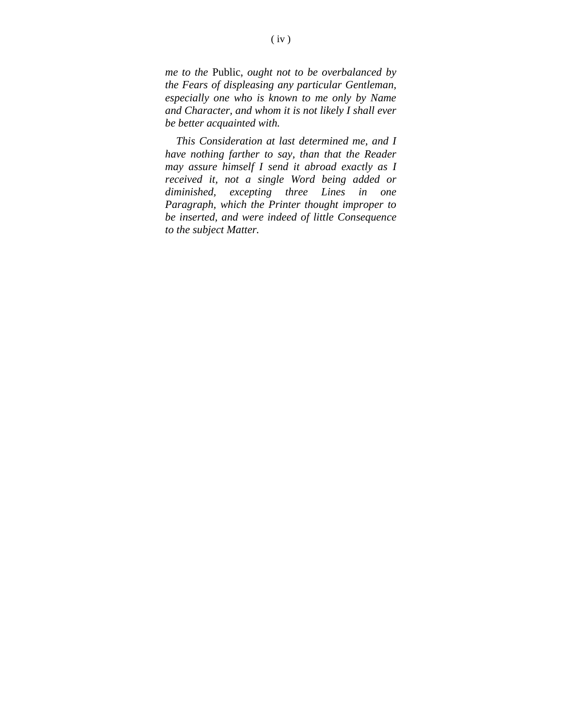*me to the* Public, *ought not to be overbalanced by the Fears of displeasing any particular Gentleman, especially one who is known to me only by Name and Character, and whom it is not likely I shall ever be better acquainted with.*

*This Consideration at last determined me, and I have nothing farther to say, than that the Reader may assure himself I send it abroad exactly as I received it, not a single Word being added or diminished, excepting three Lines in one Paragraph, which the Printer thought improper to be inserted, and were indeed of little Consequence to the subject Matter.*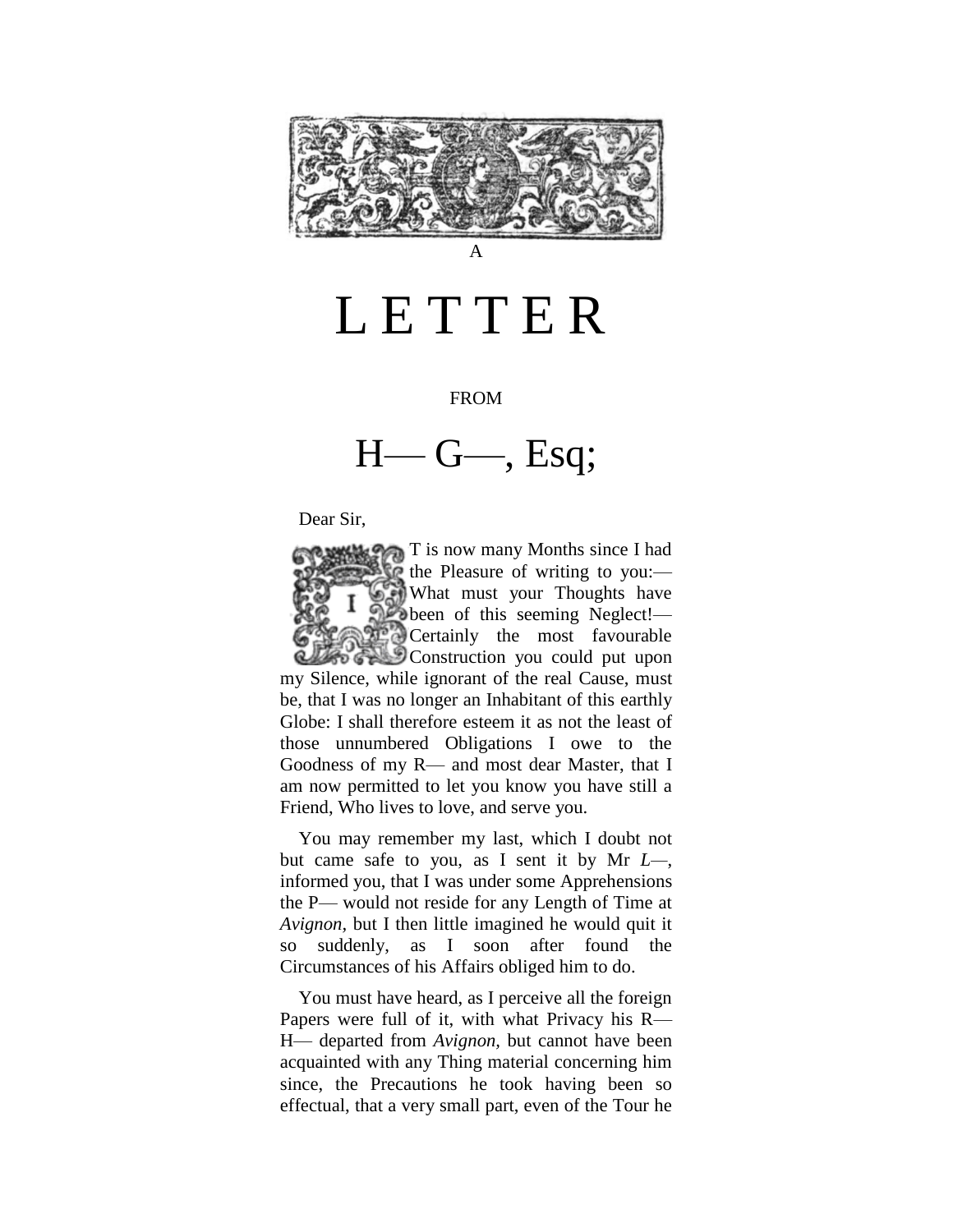A

# LETTER

FROM

# H— G—, Esq;

Dear Sir,

IT is now many Months since I had the Pleasure of writing to you:—What must your Thoughts have been of this seeming Neglect!—Certainly the most favourable Construction you could put upon my Silence, while ignorant of the real Cause, must be, that I was no longer an Inhabitant of this earthly Globe: I shall therefore esteem it as not the least of those unnumbered Obligations I owe to the Goodness of my R— and most dear Master, that I am now permitted to let you know you have still a Friend, Who lives to love, and serve you.

You may remember my last, which I doubt not but came safe to you, as I sent it by Mr *L*—, informed you, that I was under some Apprehensions the P— would not reside for any Length of Time at *Avignon*, but I then little imagined he would quit it so suddenly, as I soon after found the Circumstances of his Affairs obliged him to do.

You must have heard, as I perceive all the foreign Papers were full of it, with what Privacy his R— H— departed from *Avignon*, but cannot have been acquainted with any Thing material concerning him since, the Precautions he took having been so effectual, that a very small part, even of the Tour he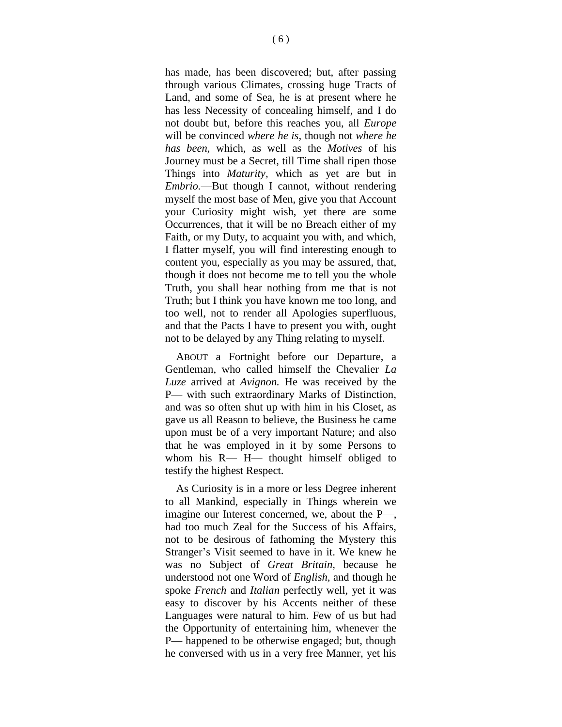has made, has been discovered; but, after passing through various Climates, crossing huge Tracts of Land, and some of Sea, he is at present where he has less Necessity of concealing himself, and I do not doubt but, before this reaches you, all *Europe* will be convinced *where he is,* though not *where he has been,* which, as well as the *Motives* of his Journey must be a Secret, till Time shall ripen those Things into *Maturity,* which as yet are but in *Embrio.*—But though I cannot, without rendering myself the most base of Men, give you that Account your Curiosity might wish, yet there are some Occurrences, that it will be no Breach either of my Faith, or my Duty, to acquaint you with, and which, I flatter myself, you will find interesting enough to content you, especially as you may be assured, that, though it does not become me to tell you the whole Truth, you shall hear nothing from me that is not Truth; but I think you have known me too long, and too well, not to render all Apologies superfluous, and that the Pacts I have to present you with, ought not to be delayed by any Thing relating to myself.

ABOUT a Fortnight before our Departure, a Gentleman, who called himself the Chevalier *La Luze* arrived at *Avignon.* He was received by the P— with such extraordinary Marks of Distinction, and was so often shut up with him in his Closet, as gave us all Reason to believe, the Business he came upon must be of a very important Nature; and also that he was employed in it by some Persons to whom his R— H— thought himself obliged to testify the highest Respect.

As Curiosity is in a more or less Degree inherent to all Mankind, especially in Things wherein we imagine our Interest concerned, we, about the P—, had too much Zeal for the Success of his Affairs, not to be desirous of fathoming the Mystery this Stranger's Visit seemed to have in it. We knew he was no Subject of *Great Britain,* because he understood not one Word of *English,* and though he spoke *French* and *Italian* perfectly well, yet it was easy to discover by his Accents neither of these Languages were natural to him. Few of us but had the Opportunity of entertaining him, whenever the P— happened to be otherwise engaged; but, though he conversed with us in a very free Manner, yet his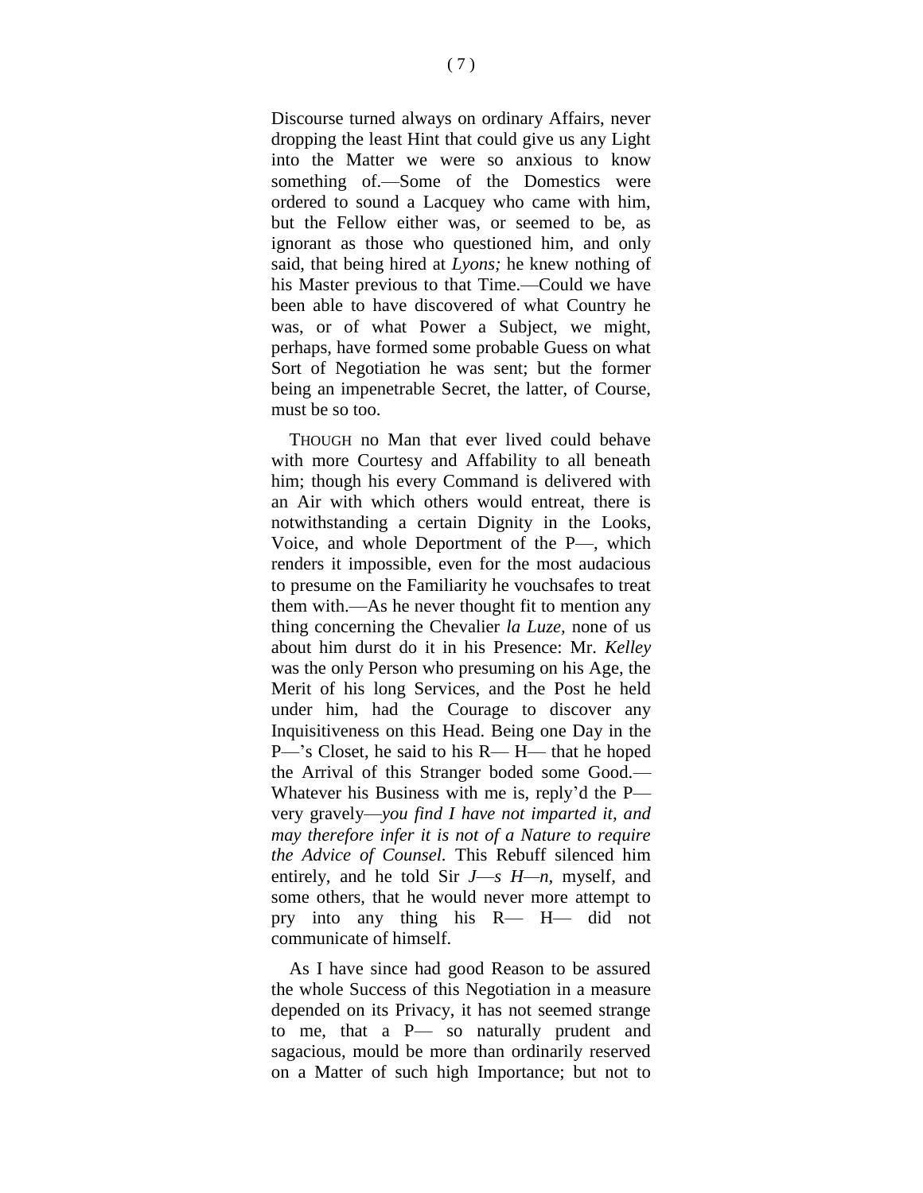Discourse turned always on ordinary Affairs, never dropping the least Hint that could give us any Light into the Matter we were so anxious to know something of.—Some of the Domestics were ordered to sound a Lacquey who came with him, but the Fellow either was, or seemed to be, as ignorant as those who questioned him, and only said, that being hired at *Lyons;* he knew nothing of his Master previous to that Time.—Could we have been able to have discovered of what Country he was, or of what Power a Subject, we might, perhaps, have formed some probable Guess on what Sort of Negotiation he was sent; but the former being an impenetrable Secret, the latter, of Course, must be so too.

THOUGH no Man that ever lived could behave with more Courtesy and Affability to all beneath him; though his every Command is delivered with an Air with which others would entreat, there is notwithstanding a certain Dignity in the Looks, Voice, and whole Deportment of the P—, which renders it impossible, even for the most audacious to presume on the Familiarity he vouchsafes to treat them with.—As he never thought fit to mention any thing concerning the Chevalier *la Luze,* none of us about him durst do it in his Presence: Mr. *Kelley* was the only Person who presuming on his Age, the Merit of his long Services, and the Post he held under him, had the Courage to discover any Inquisitiveness on this Head. Being one Day in the P—'s Closet, he said to his R— H— that he hoped the Arrival of this Stranger boded some Good.—Whatever his Business with me is, reply'd the P— very gravely—*you find I have not imparted it, and may therefore infer it is not of a Nature to require the Advice of Counsel.* This Rebuff silenced him entirely, and he told Sir *J—s H—n,* myself, and some others, that he would never more attempt to pry into any thing his R— H— did not communicate of himself.

As I have since had good Reason to be assured the whole Success of this Negotiation in a measure depended on its Privacy, it has not seemed strange to me, that a P— so naturally prudent and sagacious, mould be more than ordinarily reserved on a Matter of such high Importance; but not to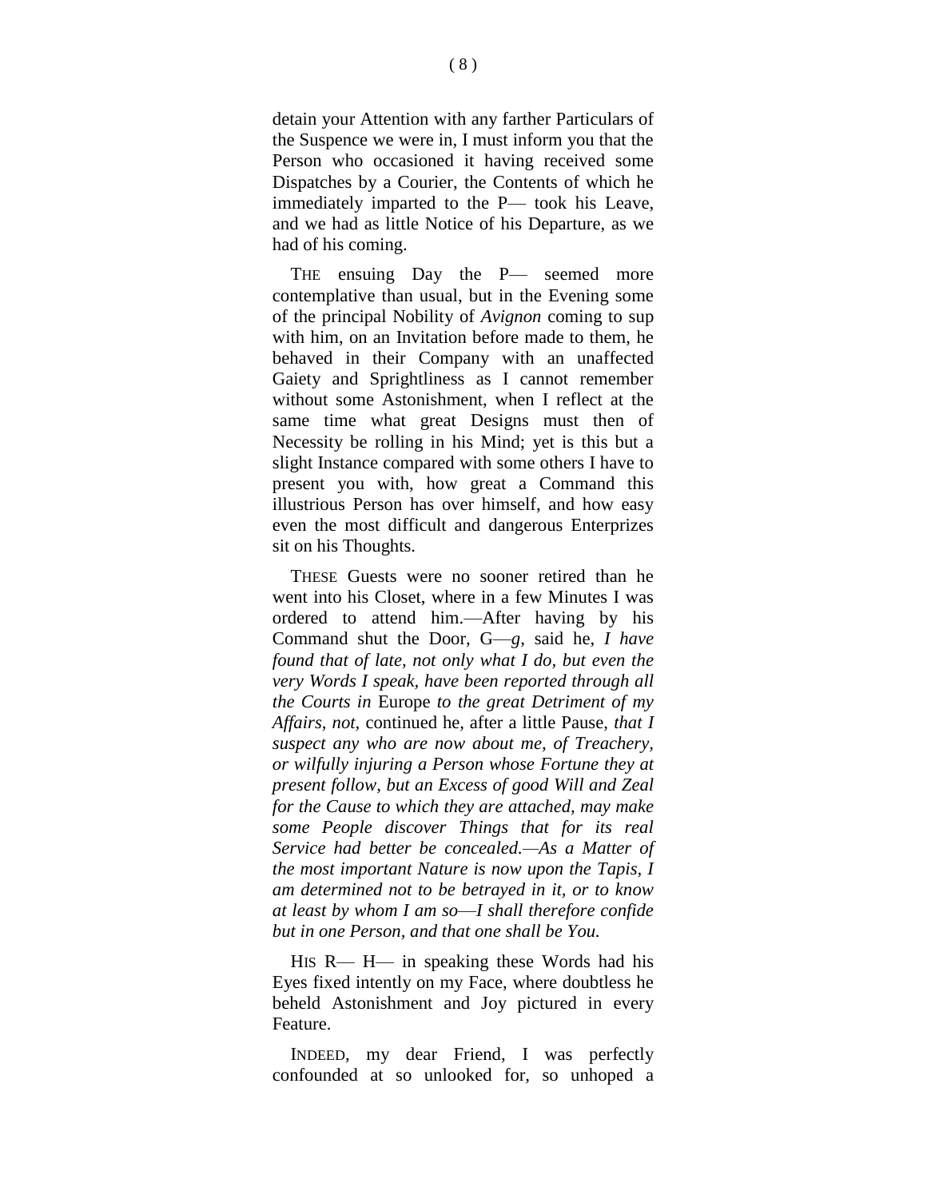detain your Attention with any farther Particulars of the Suspence we were in, I must inform you that the Person who occasioned it having received some Dispatches by a Courier, the Contents of which he immediately imparted to the P— took his Leave, and we had as little Notice of his Departure, as we had of his coming.

THE ensuing Day the P— seemed more contemplative than usual, but in the Evening some of the principal Nobility of *Avignon* coming to sup with him, on an Invitation before made to them, he behaved in their Company with an unaffected Gaiety and Sprightliness as I cannot remember without some Astonishment, when I reflect at the same time what great Designs must then of Necessity be rolling in his Mind; yet is this but a slight Instance compared with some others I have to present you with, how great a Command this illustrious Person has over himself, and how easy even the most difficult and dangerous Enterprizes sit on his Thoughts.

THESE Guests were no sooner retired than he went into his Closet, where in a few Minutes I was ordered to attend him.—After having by his Command shut the Door, G—*g*, said he, *I have found that of late, not only what I do, but even the very Words I speak, have been reported through all the Courts in* Europe *to the great Detriment of my Affairs, not*, continued he, after a little Pause, *that I suspect any who are now about me, of Treachery, or wilfully injuring a Person whose Fortune they at present follow, but an Excess of good Will and Zeal for the Cause to which they are attached, may make some People discover Things that for its real Service had better be concealed.—As a Matter of the most important Nature is now upon the Tapis, I am determined not to be betrayed in it, or to know at least by whom I am so—I shall therefore confide but in one Person, and that one shall be You.*

HIS R— H— in speaking these Words had his Eyes fixed intently on my Face, where doubtless he beheld Astonishment and Joy pictured in every Feature.

INDEED, my dear Friend, I was perfectly confounded at so unlooked for, so unhoped a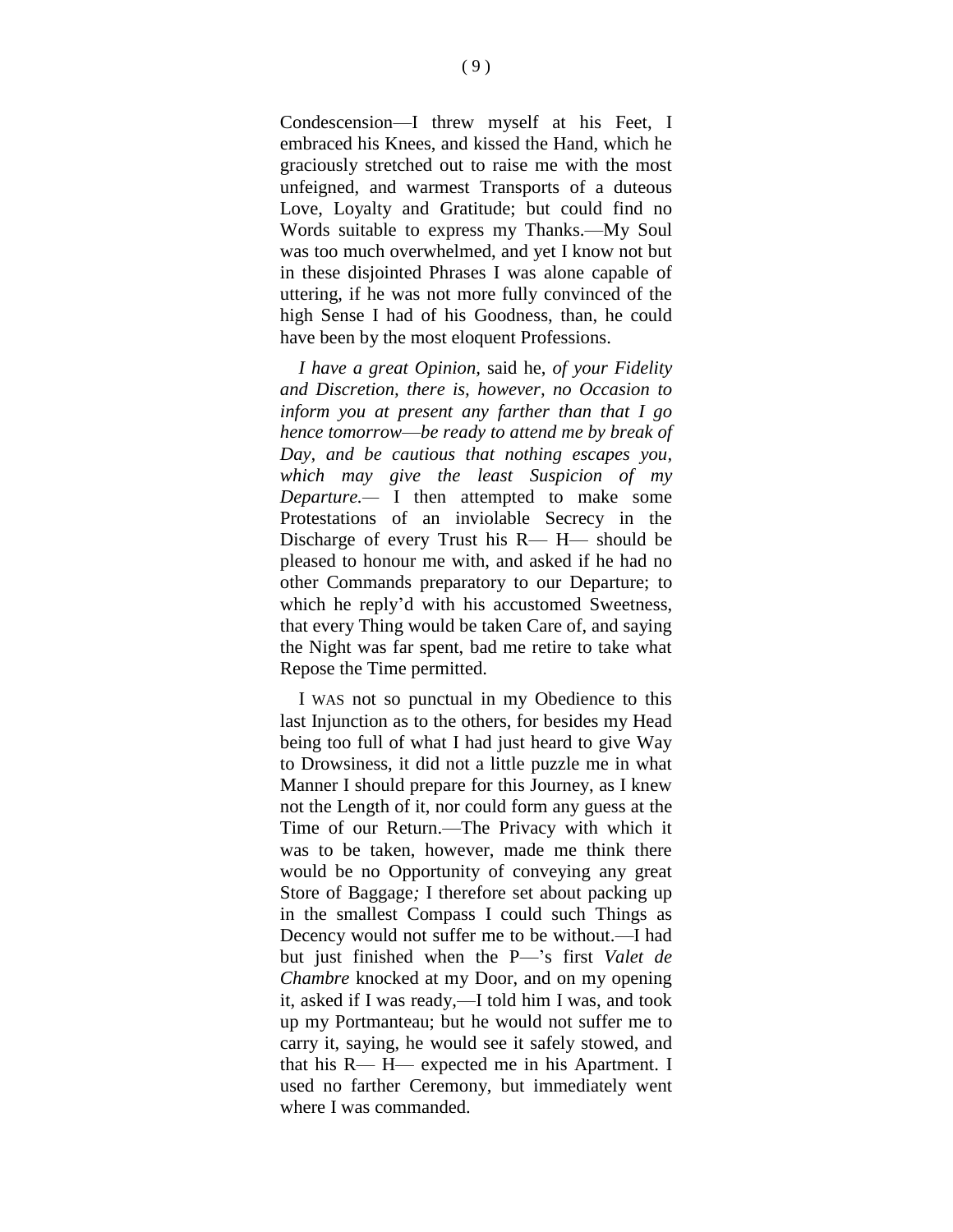Condescension—I threw myself at his Feet, I embraced his Knees, and kissed the Hand, which he graciously stretched out to raise me with the most unfeigned, and warmest Transports of a duteous Love, Loyalty and Gratitude; but could find no Words suitable to express my Thanks.—My Soul was too much overwhelmed, and yet I know not but in these disjointed Phrases I was alone capable of uttering, if he was not more fully convinced of the high Sense I had of his Goodness, than, he could have been by the most eloquent Professions.

*I have a great Opinion,* said he, *of your Fidelity and Discretion, there is, however, no Occasion to inform you at present any farther than that I go hence tomorrow—be ready to attend me by break of Day, and be cautious that nothing escapes you, which may give the least Suspicion of my Departure.*— I then attempted to make some Protestations of an inviolable Secrecy in the Discharge of every Trust his R— H— should be pleased to honour me with, and asked if he had no other Commands preparatory to our Departure; to which he reply'd with his accustomed Sweetness, that every Thing would be taken Care of, and saying the Night was far spent, bad me retire to take what Repose the Time permitted.

I WAS not so punctual in my Obedience to this last Injunction as to the others, for besides my Head being too full of what I had just heard to give Way to Drowsiness, it did not a little puzzle me in what Manner I should prepare for this Journey, as I knew not the Length of it, nor could form any guess at the Time of our Return.—The Privacy with which it was to be taken, however, made me think there would be no Opportunity of conveying any great Store of Baggage; I therefore set about packing up in the smallest Compass I could such Things as Decency would not suffer me to be without.—I had but just finished when the P—'s first *Valet de Chambre* knocked at my Door, and on my opening it, asked if I was ready,—I told him I was, and took up my Portmanteau; but he would not suffer me to carry it, saying, he would see it safely stowed, and that his R— H— expected me in his Apartment. I used no farther Ceremony, but immediately went where I was commanded.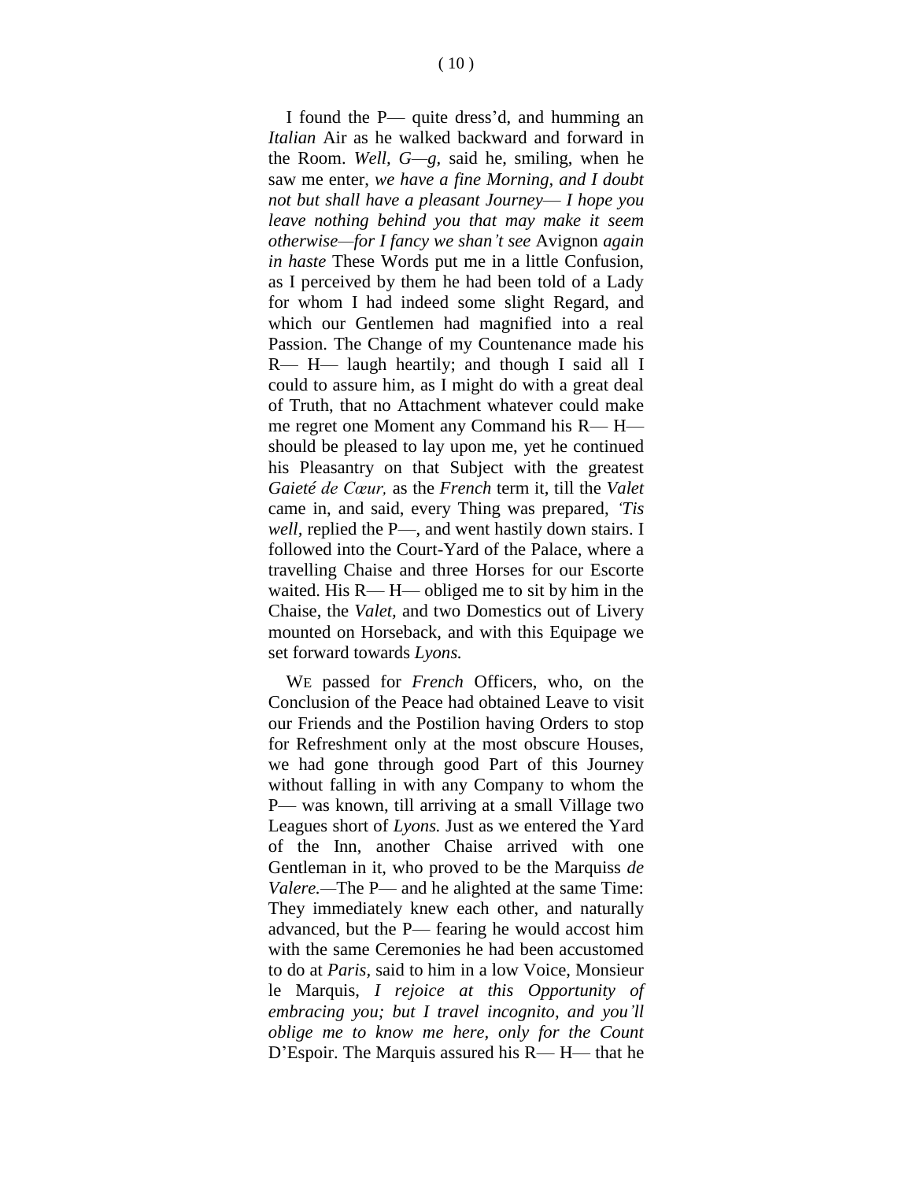I found the P— quite dress'd, and humming an *Italian* Air as he walked backward and forward in the Room. *Well, G—g,* said he, smiling, when he saw me enter, *we have a fine Morning, and I doubt not but shall have a pleasant Journey— I hope you leave nothing behind you that may make it seem otherwise—for I fancy we shan't see* Avignon *again in haste* These Words put me in a little Confusion, as I perceived by them he had been told of a Lady for whom I had indeed some slight Regard, and which our Gentlemen had magnified into a real Passion. The Change of my Countenance made his R— H— laugh heartily; and though I said all I could to assure him, as I might do with a great deal of Truth, that no Attachment whatever could make me regret one Moment any Command his R— H— should be pleased to lay upon me, yet he continued his Pleasantry on that Subject with the greatest *Gaieté de Cœur,* as the *French* term it, till the *Valet* came in, and said, every Thing was prepared, *'Tis well*, replied the P—, and went hastily down stairs. I followed into the Court-Yard of the Palace, where a travelling Chaise and three Horses for our Escorte waited. His R— H— obliged me to sit by him in the Chaise, the *Valet*, and two Domestics out of Livery mounted on Horseback, and with this Equipage we set forward towards *Lyons.*

WE passed for *French* Officers, who, on the Conclusion of the Peace had obtained Leave to visit our Friends and the Postilion having Orders to stop for Refreshment only at the most obscure Houses, we had gone through good Part of this Journey without falling in with any Company to whom the P— was known, till arriving at a small Village two Leagues short of *Lyons.* Just as we entered the Yard of the Inn, another Chaise arrived with one Gentleman in it, who proved to be the Marquiss *de Valere.*—The P— and he alighted at the same Time: They immediately knew each other, and naturally advanced, but the P— fearing he would accost him with the same Ceremonies he had been accustomed to do at *Paris*, said to him in a low Voice, Monsieur le Marquis, *I rejoice at this Opportunity of embracing you; but I travel incognito, and you'll oblige me to know me here, only for the Count* D'Espoir. The Marquis assured his R— H— that he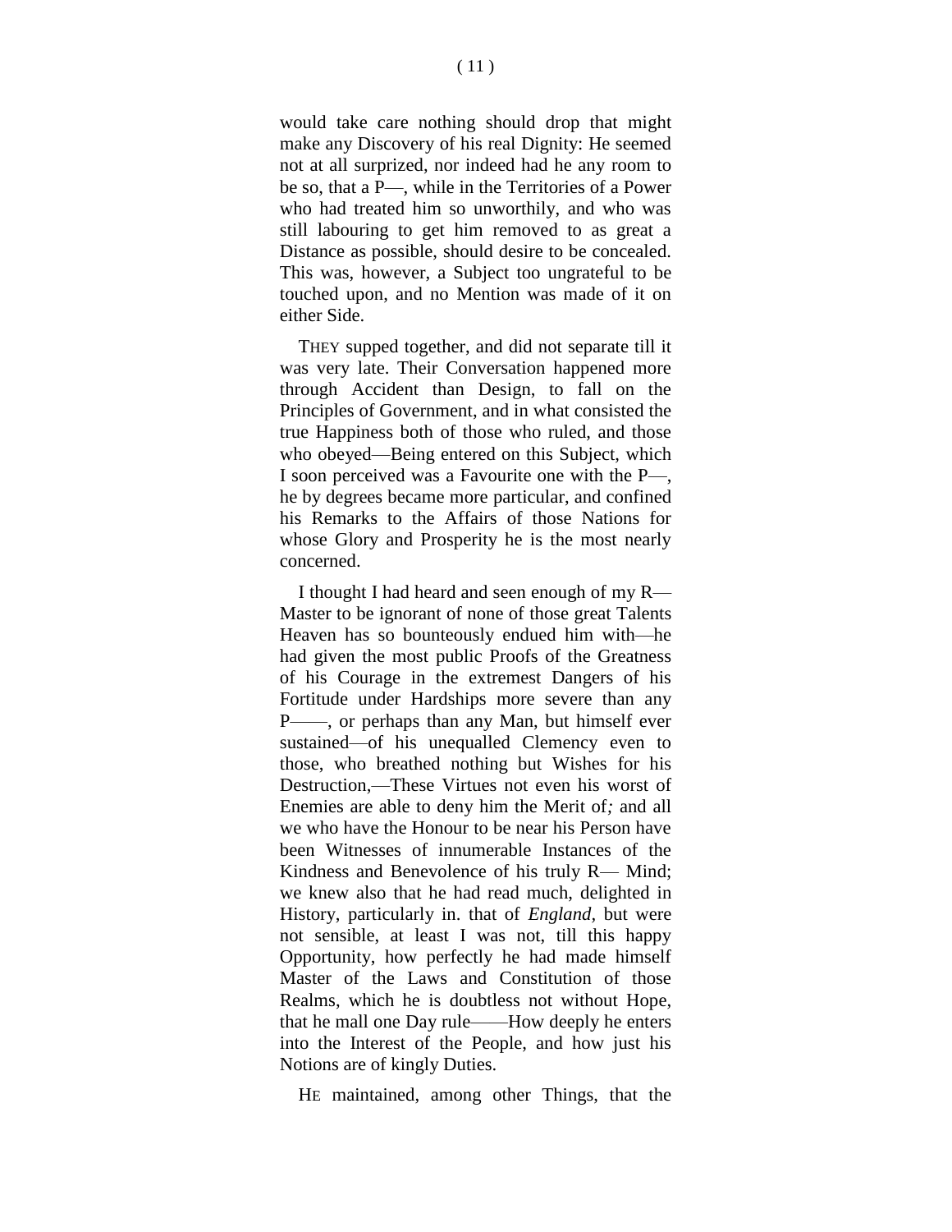would take care nothing should drop that might make any Discovery of his real Dignity: He seemed not at all surprized, nor indeed had he any room to be so, that a P—, while in the Territories of a Power who had treated him so unworthily, and who was still labouring to get him removed to as great a Distance as possible, should desire to be concealed. This was, however, a Subject too ungrateful to be touched upon, and no Mention was made of it on either Side.

THEY supped together, and did not separate till it was very late. Their Conversation happened more through Accident than Design, to fall on the Principles of Government, and in what consisted the true Happiness both of those who ruled, and those who obeyed—Being entered on this Subject, which I soon perceived was a Favourite one with the P—, he by degrees became more particular, and confined his Remarks to the Affairs of those Nations for whose Glory and Prosperity he is the most nearly concerned.

I thought I had heard and seen enough of my R— Master to be ignorant of none of those great Talents Heaven has so bounteously endued him with—he had given the most public Proofs of the Greatness of his Courage in the extremest Dangers of his Fortitude under Hardships more severe than any P——, or perhaps than any Man, but himself ever sustained—of his unequalled Clemency even to those, who breathed nothing but Wishes for his Destruction,—These Virtues not even his worst of Enemies are able to deny him the Merit of*;* and all we who have the Honour to be near his Person have been Witnesses of innumerable Instances of the Kindness and Benevolence of his truly R— Mind; we knew also that he had read much, delighted in History, particularly in. that of *England,* but were not sensible, at least I was not, till this happy Opportunity, how perfectly he had made himself Master of the Laws and Constitution of those Realms, which he is doubtless not without Hope, that he mall one Day rule——How deeply he enters into the Interest of the People, and how just his Notions are of kingly Duties.

HE maintained, among other Things, that the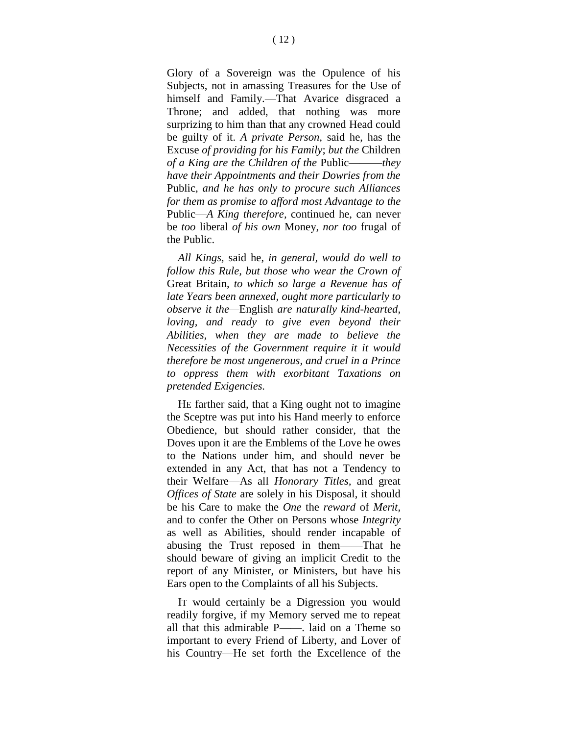Glory of a Sovereign was the Opulence of his Subjects, not in amassing Treasures for the Use of himself and Family.—That Avarice disgraced a Throne; and added, that nothing was more surprizing to him than that any crowned Head could be guilty of it. *A private Person,* said he, has the Excuse *of providing for his Family*; *but the* Children *of a King are the Children of the* Public———*they have their Appointments and their Dowries from the* Public, *and he has only to procure such Alliances for them as promise to afford most Advantage to the* Public—*A King therefore,* continued he, can never be *too* liberal *of his own* Money, *nor too* frugal of the Public.

*All Kings,* said he, *in general, would do well to follow this Rule, but those who wear the Crown of* Great Britain, *to which so large a Revenue has of late Years been annexed, ought more particularly to observe it the*—English *are naturally kind-hearted, loving, and ready to give even beyond their Abilities, when they are made to believe the Necessities of the Government require it it would therefore be most ungenerous, and cruel in a Prince to oppress them with exorbitant Taxations on pretended Exigencies.*

HE farther said, that a King ought not to imagine the Sceptre was put into his Hand meerly to enforce Obedience, but should rather consider, that the Doves upon it are the Emblems of the Love he owes to the Nations under him, and should never be extended in any Act, that has not a Tendency to their Welfare—As all *Honorary Titles,* and great *Offices of State* are solely in his Disposal, it should be his Care to make the *One* the *reward* of *Merit,* and to confer the Other on Persons whose *Integrity* as well as Abilities, should render incapable of abusing the Trust reposed in them——That he should beware of giving an implicit Credit to the report of any Minister, or Ministers, but have his Ears open to the Complaints of all his Subjects.

IT would certainly be a Digression you would readily forgive, if my Memory served me to repeat all that this admirable P——. laid on a Theme so important to every Friend of Liberty, and Lover of his Country—He set forth the Excellence of the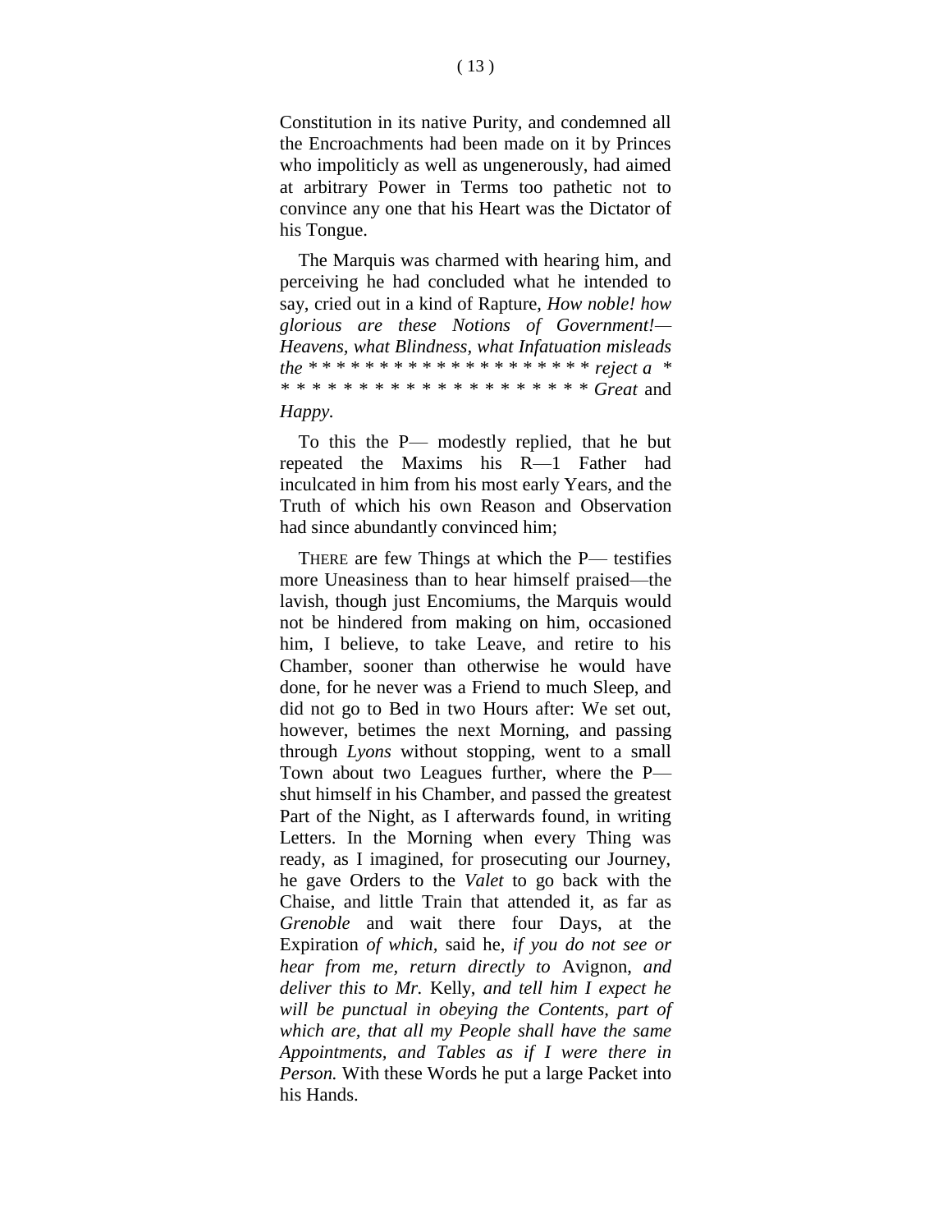Constitution in its native Purity, and condemned all the Encroachments had been made on it by Princes who impoliticly as well as ungenerously, had aimed at arbitrary Power in Terms too pathetic not to convince any one that his Heart was the Dictator of his Tongue.

The Marquis was charmed with hearing him, and perceiving he had concluded what he intended to say, cried out in a kind of Rapture, *How noble! how glorious are these Notions of Government!—Heavens, what Blindness, what Infatuation misleads the* * * * * * * * * * * * * * * * * * * * * *reject a* * * * * * * * * * * * * * * * * * * * * * *Great* and *Happy.*

To this the P— modestly replied, that he but repeated the Maxims his R—l Father had inculcated in him from his most early Years, and the Truth of which his own Reason and Observation had since abundantly convinced him;

THERE are few Things at which the P— testifies more Uneasiness than to hear himself praised—the lavish, though just Encomiums, the Marquis would not be hindered from making on him, occasioned him, I believe, to take Leave, and retire to his Chamber, sooner than otherwise he would have done, for he never was a Friend to much Sleep, and did not go to Bed in two Hours after: We set out, however, betimes the next Morning, and passing through *Lyons* without stopping, went to a small Town about two Leagues further, where the P— shut himself in his Chamber, and passed the greatest Part of the Night, as I afterwards found, in writing Letters. In the Morning when every Thing was ready, as I imagined, for prosecuting our Journey, he gave Orders to the *Valet* to go back with the Chaise, and little Train that attended it, as far as *Grenoble* and wait there four Days, at the Expiration *of which,* said he, *if you do not see or hear from me, return directly to* Avignon, *and deliver this to Mr.* Kelly, *and tell him I expect he will be punctual in obeying the Contents, part of which are, that all my People shall have the same Appointments, and Tables as if I were there in Person.* With these Words he put a large Packet into his Hands.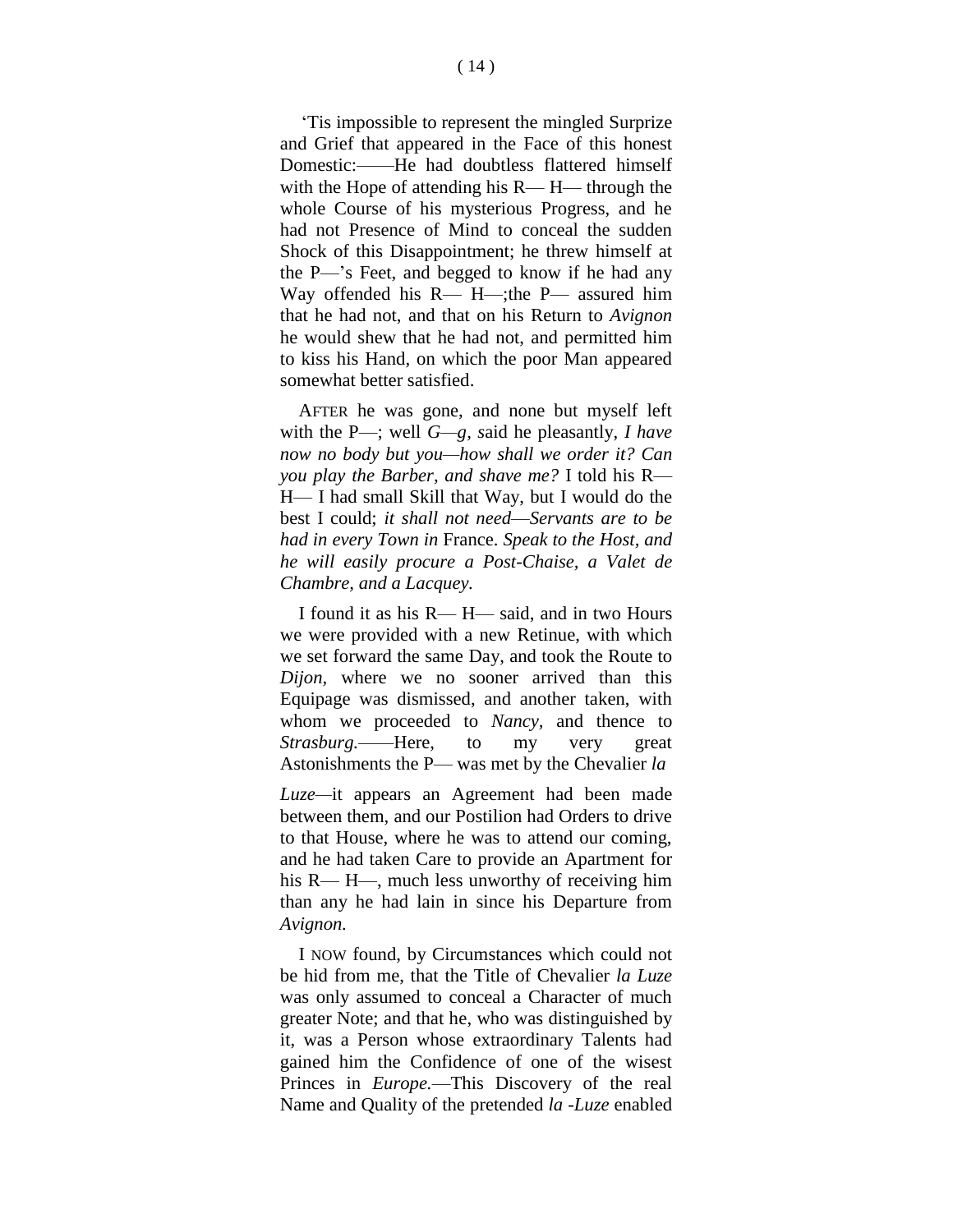'Tis impossible to represent the mingled Surprize and Grief that appeared in the Face of this honest Domestic:——He had doubtless flattered himself with the Hope of attending his R— H— through the whole Course of his mysterious Progress, and he had not Presence of Mind to conceal the sudden Shock of this Disappointment; he threw himself at the P—'s Feet, and begged to know if he had any Way offended his R— H—;the P— assured him that he had not, and that on his Return to *Avignon* he would shew that he had not, and permitted him to kiss his Hand, on which the poor Man appeared somewhat better satisfied.

AFTER he was gone, and none but myself left with the P—; well *G—g*, said he pleasantly, *I have now no body but you—how shall we order it? Can you play the Barber, and shave me?* I told his R— H— I had small Skill that Way, but I would do the best I could; *it shall not need—Servants are to be had in every Town in* France. *Speak to the Host, and he will easily procure a Post-Chaise, a Valet de Chambre, and a Lacquey.*

I found it as his R— H— said, and in two Hours we were provided with a new Retinue, with which we set forward the same Day, and took the Route to *Dijon*, where we no sooner arrived than this Equipage was dismissed, and another taken, with whom we proceeded to *Nancy*, and thence to *Strasburg.*——Here, to my very great Astonishments the P— was met by the Chevalier *la Luze*—it appears an Agreement had been made between them, and our Postilion had Orders to drive to that House, where he was to attend our coming, and he had taken Care to provide an Apartment for his R— H—, much less unworthy of receiving him than any he had lain in since his Departure from *Avignon.*

I NOW found, by Circumstances which could not be hid from me, that the Title of Chevalier *la Luze* was only assumed to conceal a Character of much greater Note; and that he, who was distinguished by it, was a Person whose extraordinary Talents had gained him the Confidence of one of the wisest Princes in *Europe.*—This Discovery of the real Name and Quality of the pretended *la -Luze* enabled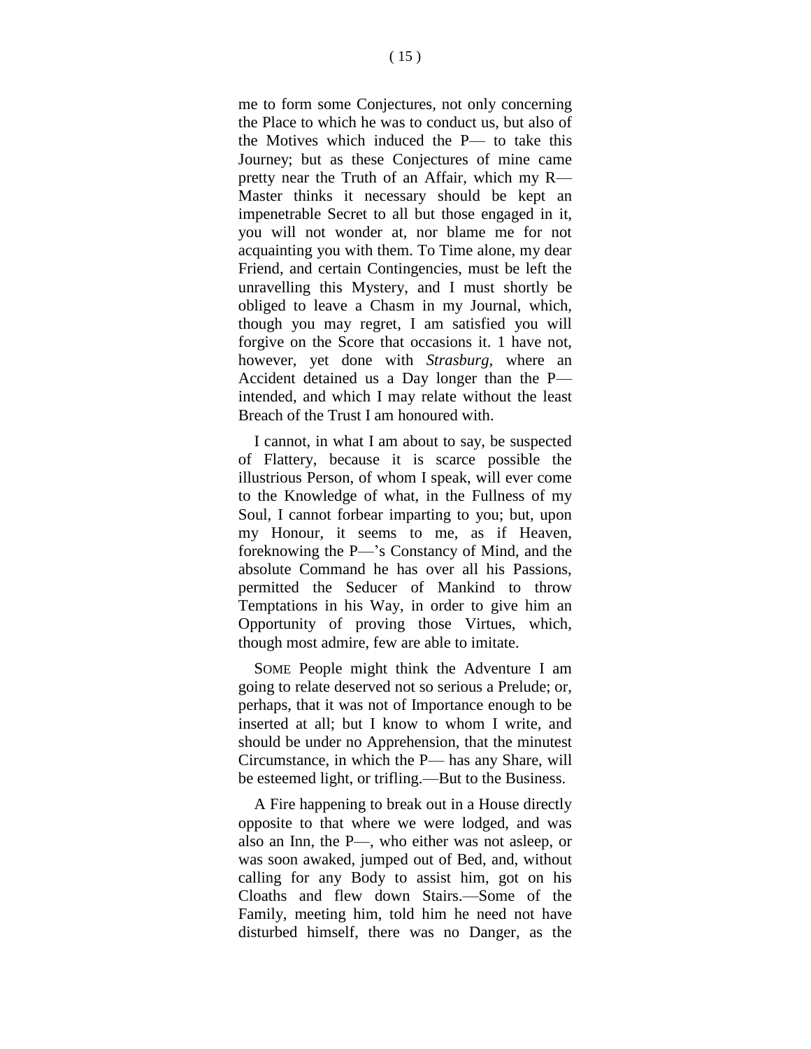me to form some Conjectures, not only concerning the Place to which he was to conduct us, but also of the Motives which induced the P— to take this Journey; but as these Conjectures of mine came pretty near the Truth of an Affair, which my R— Master thinks it necessary should be kept an impenetrable Secret to all but those engaged in it, you will not wonder at, nor blame me for not acquainting you with them. To Time alone, my dear Friend, and certain Contingencies, must be left the unravelling this Mystery, and I must shortly be obliged to leave a Chasm in my Journal, which, though you may regret, I am satisfied you will forgive on the Score that occasions it. 1 have not, however, yet done with *Strasburg*, where an Accident detained us a Day longer than the P— intended, and which I may relate without the least Breach of the Trust I am honoured with.

I cannot, in what I am about to say, be suspected of Flattery, because it is scarce possible the illustrious Person, of whom I speak, will ever come to the Knowledge of what, in the Fullness of my Soul, I cannot forbear imparting to you; but, upon my Honour, it seems to me, as if Heaven, foreknowing the P—'s Constancy of Mind, and the absolute Command he has over all his Passions, permitted the Seducer of Mankind to throw Temptations in his Way, in order to give him an Opportunity of proving those Virtues, which, though most admire, few are able to imitate.

SOME People might think the Adventure I am going to relate deserved not so serious a Prelude; or, perhaps, that it was not of Importance enough to be inserted at all; but I know to whom I write, and should be under no Apprehension, that the minutest Circumstance, in which the P— has any Share, will be esteemed light, or trifling.—But to the Business.

A Fire happening to break out in a House directly opposite to that where we were lodged, and was also an Inn, the P—, who either was not asleep, or was soon awaked, jumped out of Bed, and, without calling for any Body to assist him, got on his Cloaths and flew down Stairs.—Some of the Family, meeting him, told him he need not have disturbed himself, there was no Danger, as the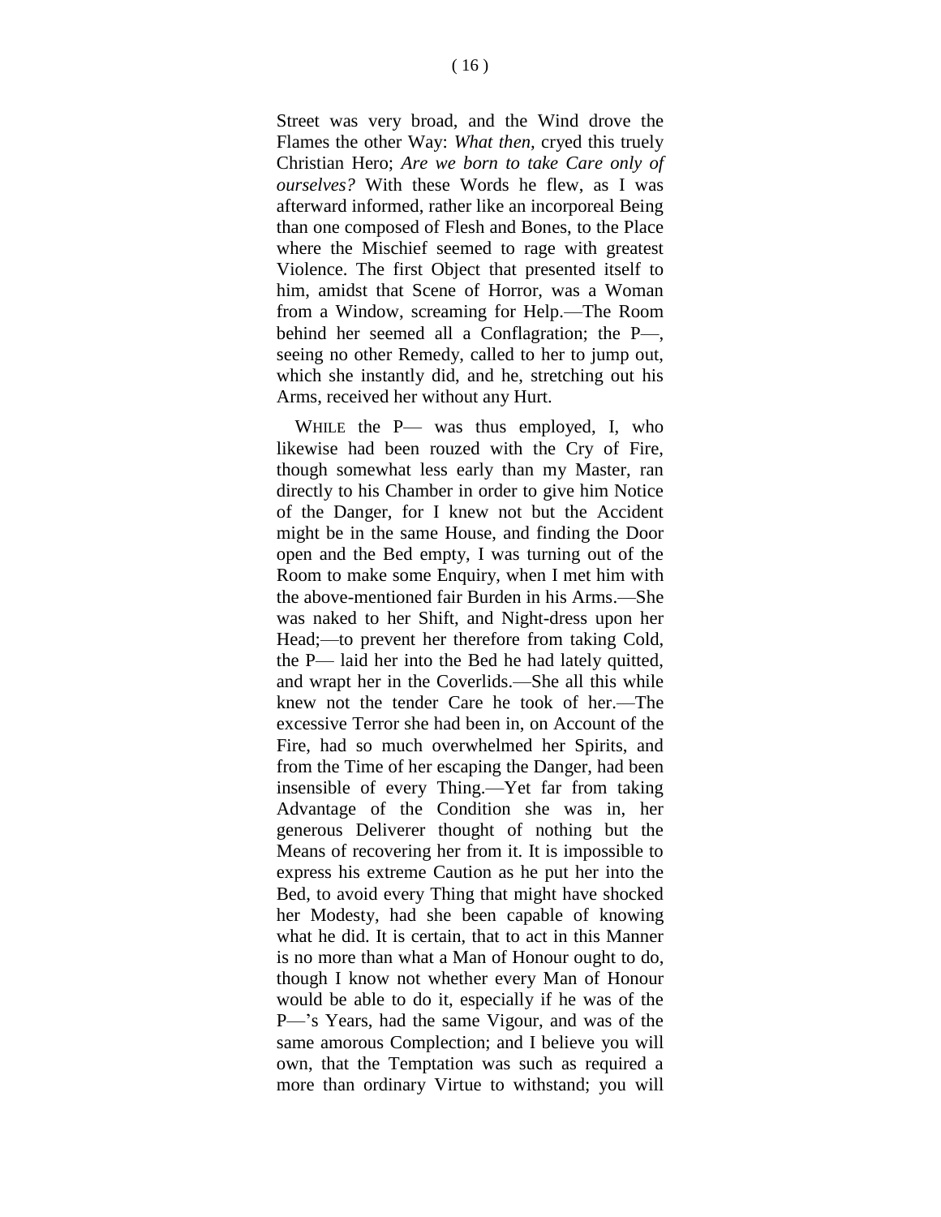Street was very broad, and the Wind drove the Flames the other Way: *What then*, cryed this truely Christian Hero; *Are we born to take Care only of ourselves?* With these Words he flew, as I was afterward informed, rather like an incorporeal Being than one composed of Flesh and Bones, to the Place where the Mischief seemed to rage with greatest Violence. The first Object that presented itself to him, amidst that Scene of Horror, was a Woman from a Window, screaming for Help.—The Room behind her seemed all a Conflagration; the P—, seeing no other Remedy, called to her to jump out, which she instantly did, and he, stretching out his Arms, received her without any Hurt.

WHILE the P— was thus employed, I, who likewise had been rouzed with the Cry of Fire, though somewhat less early than my Master, ran directly to his Chamber in order to give him Notice of the Danger, for I knew not but the Accident might be in the same House, and finding the Door open and the Bed empty, I was turning out of the Room to make some Enquiry, when I met him with the above-mentioned fair Burden in his Arms.—She was naked to her Shift, and Night-dress upon her Head;—to prevent her therefore from taking Cold, the P— laid her into the Bed he had lately quitted, and wrapt her in the Coverlids.—She all this while knew not the tender Care he took of her.—The excessive Terror she had been in, on Account of the Fire, had so much overwhelmed her Spirits, and from the Time of her escaping the Danger, had been insensible of every Thing.—Yet far from taking Advantage of the Condition she was in, her generous Deliverer thought of nothing but the Means of recovering her from it. It is impossible to express his extreme Caution as he put her into the Bed, to avoid every Thing that might have shocked her Modesty, had she been capable of knowing what he did. It is certain, that to act in this Manner is no more than what a Man of Honour ought to do, though I know not whether every Man of Honour would be able to do it, especially if he was of the P—'s Years, had the same Vigour, and was of the same amorous Complexion; and I believe you will own, that the Temptation was such as required a more than ordinary Virtue to withstand; you will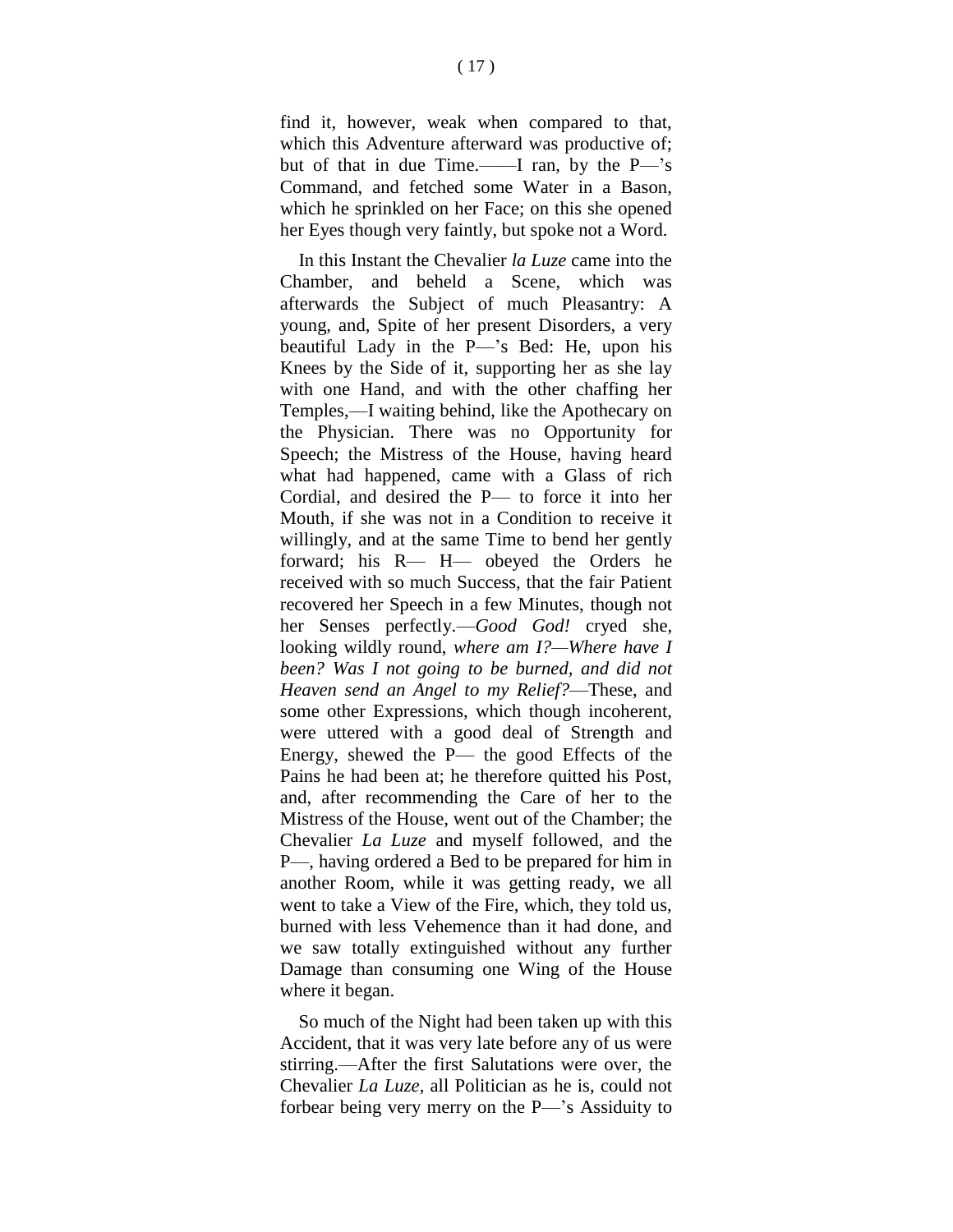find it, however, weak when compared to that, which this Adventure afterward was productive of; but of that in due Time.——I ran, by the P—'s Command, and fetched some Water in a Bason, which he sprinkled on her Face; on this she opened her Eyes though very faintly, but spoke not a Word.

In this Instant the Chevalier *la Luze* came into the Chamber, and beheld a Scene, which was afterwards the Subject of much Pleasantry: A young, and, Spite of her present Disorders, a very beautiful Lady in the P—'s Bed: He, upon his Knees by the Side of it, supporting her as she lay with one Hand, and with the other chaffing her Temples,—I waiting behind, like the Apothecary on the Physician. There was no Opportunity for Speech; the Mistress of the House, having heard what had happened, came with a Glass of rich Cordial, and desired the P— to force it into her Mouth, if she was not in a Condition to receive it willingly, and at the same Time to bend her gently forward; his R— H— obeyed the Orders he received with so much Success, that the fair Patient recovered her Speech in a few Minutes, though not her Senses perfectly.—*Good God!* cryed she, looking wildly round, *where am I?—Where have I been? Was I not going to be burned, and did not Heaven send an Angel to my Relief?*—These, and some other Expressions, which though incoherent, were uttered with a good deal of Strength and Energy, shewed the P— the good Effects of the Pains he had been at; he therefore quitted his Post, and, after recommending the Care of her to the Mistress of the House, went out of the Chamber; the Chevalier *La Luze* and myself followed, and the P—, having ordered a Bed to be prepared for him in another Room, while it was getting ready, we all went to take a View of the Fire, which, they told us, burned with less Vehemence than it had done, and we saw totally extinguished without any further Damage than consuming one Wing of the House where it began.

So much of the Night had been taken up with this Accident, that it was very late before any of us were stirring.—After the first Salutations were over, the Chevalier *La Luze*, all Politician as he is, could not forbear being very merry on the P—'s Assiduity to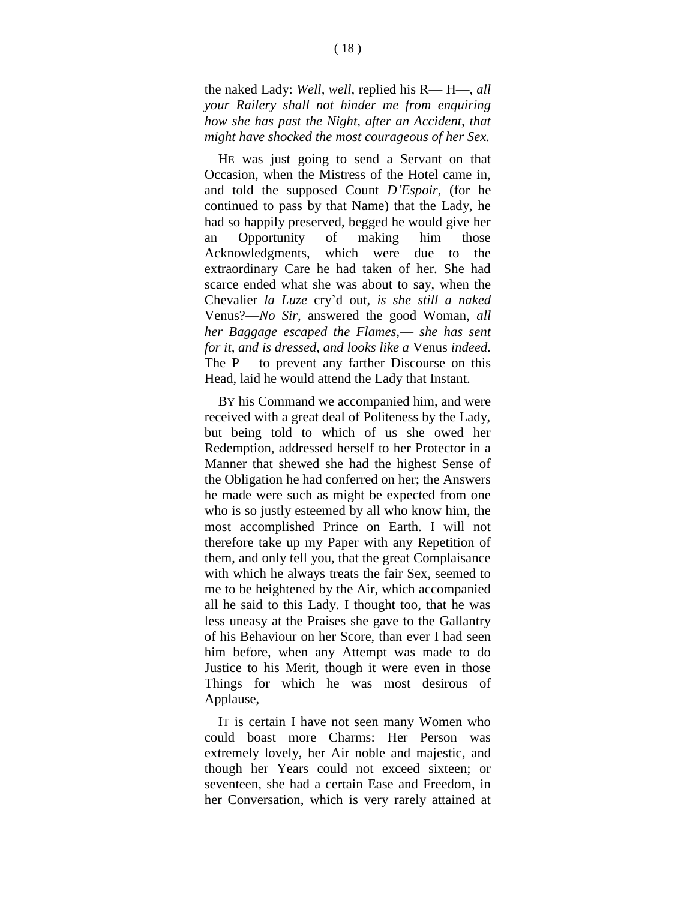the naked Lady: *Well, well,* replied his R— H—, *all your Railery shall not hinder me from enquiring how she has past the Night, after an Accident, that might have shocked the most courageous of her Sex.*

HE was just going to send a Servant on that Occasion, when the Mistress of the Hotel came in, and told the supposed Count *D'Espoir*, (for he continued to pass by that Name) that the Lady, he had so happily preserved, begged he would give her an Opportunity of making him those Acknowledgments, which were due to the extraordinary Care he had taken of her. She had scarce ended what she was about to say, when the Chevalier *la Luze* cry'd out, *is she still a naked* Venus?—*No Sir,* answered the good Woman, *all her Baggage escaped the Flames,— she has sent for it, and is dressed, and looks like a* Venus *indeed.* The P— to prevent any farther Discourse on this Head, laid he would attend the Lady that Instant.

BY his Command we accompanied him, and were received with a great deal of Politeness by the Lady, but being told to which of us she owed her Redemption, addressed herself to her Protector in a Manner that shewed she had the highest Sense of the Obligation he had conferred on her; the Answers he made were such as might be expected from one who is so justly esteemed by all who know him, the most accomplished Prince on Earth. I will not therefore take up my Paper with any Repetition of them, and only tell you, that the great Complaisance with which he always treats the fair Sex, seemed to me to be heightened by the Air, which accompanied all he said to this Lady. I thought too, that he was less uneasy at the Praises she gave to the Gallantry of his Behaviour on her Score, than ever I had seen him before, when any Attempt was made to do Justice to his Merit, though it were even in those Things for which he was most desirous of Applause,

IT is certain I have not seen many Women who could boast more Charms: Her Person was extremely lovely, her Air noble and majestic, and though her Years could not exceed sixteen; or seventeen, she had a certain Ease and Freedom, in her Conversation, which is very rarely attained at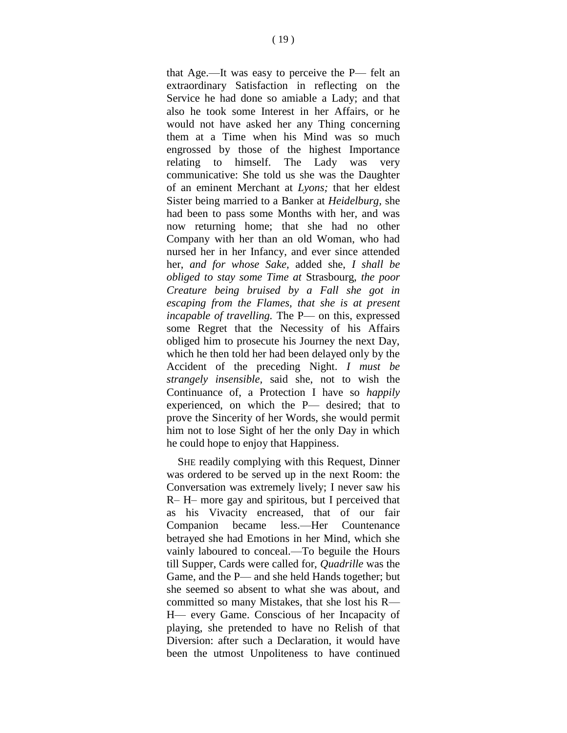that Age.—It was easy to perceive the P— felt an extraordinary Satisfaction in reflecting on the Service he had done so amiable a Lady; and that also he took some Interest in her Affairs, or he would not have asked her any Thing concerning them at a Time when his Mind was so much engrossed by those of the highest Importance relating to himself. The Lady was very communicative: She told us she was the Daughter of an eminent Merchant at *Lyons;* that her eldest Sister being married to a Banker at *Heidelburg,* she had been to pass some Months with her, and was now returning home; that she had no other Company with her than an old Woman, who had nursed her in her Infancy, and ever since attended her, *and for whose Sake,* added she, *I shall be obliged to stay some Time at* Strasbourg, *the poor Creature being bruised by a Fall she got in escaping from the Flames, that she is at present incapable of travelling.* The P— on this, expressed some Regret that the Necessity of his Affairs obliged him to prosecute his Journey the next Day, which he then told her had been delayed only by the Accident of the preceding Night. *I must be strangely insensible,* said she, not to wish the Continuance of, a Protection I have so *happily* experienced, on which the P— desired; that to prove the Sincerity of her Words, she would permit him not to lose Sight of her the only Day in which he could hope to enjoy that Happiness.

SHE readily complying with this Request, Dinner was ordered to be served up in the next Room: the Conversation was extremely lively; I never saw his R– H– more gay and spiritous, but I perceived that as his Vivacity encreased, that of our fair Companion became less.—Her Countenance betrayed she had Emotions in her Mind, which she vainly laboured to conceal.—To beguile the Hours till Supper, Cards were called for, *Quadrille* was the Game, and the P— and she held Hands together; but she seemed so absent to what she was about, and committed so many Mistakes, that she lost his R— H— every Game. Conscious of her Incapacity of playing, she pretended to have no Relish of that Diversion: after such a Declaration, it would have been the utmost Unpoliteness to have continued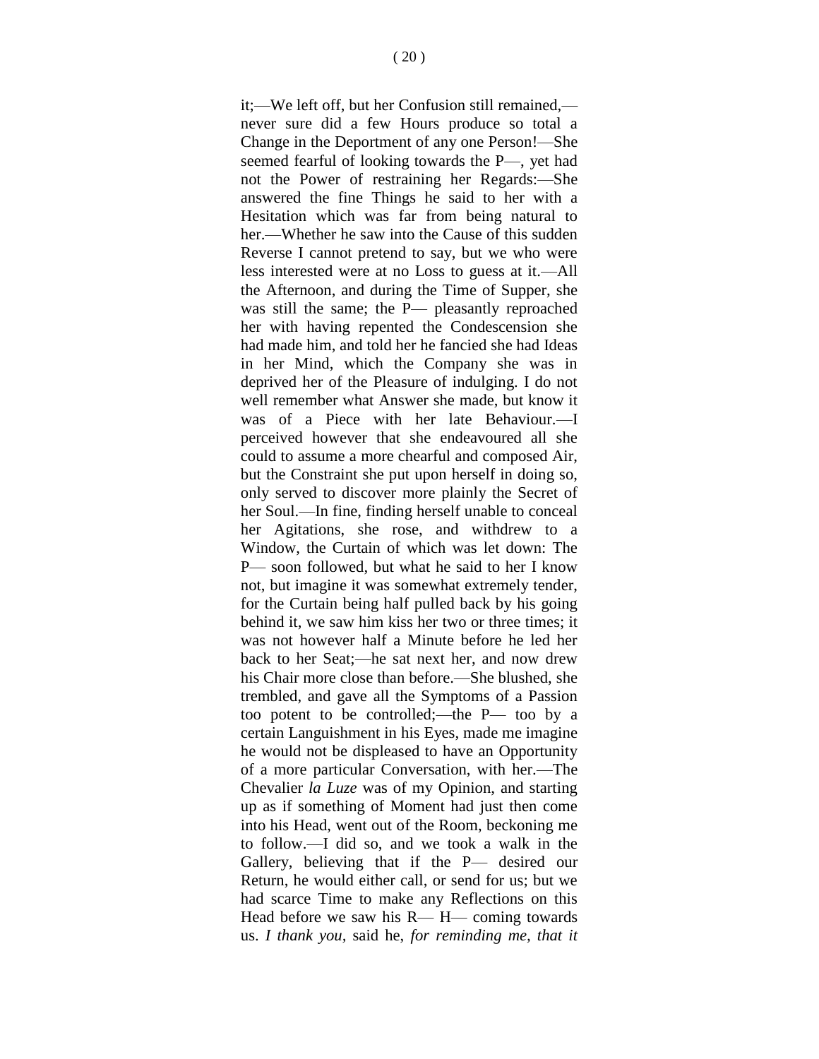it;—We left off, but her Confusion still remained,—never sure did a few Hours produce so total a Change in the Deportment of any one Person!—She seemed fearful of looking towards the P—, yet had not the Power of restraining her Regards:—She answered the fine Things he said to her with a Hesitation which was far from being natural to her.—Whether he saw into the Cause of this sudden Reverse I cannot pretend to say, but we who were less interested were at no Loss to guess at it.—All the Afternoon, and during the Time of Supper, she was still the same; the P— pleasantly reproached her with having repented the Condescension she had made him, and told her he fancied she had Ideas in her Mind, which the Company she was in deprived her of the Pleasure of indulging. I do not well remember what Answer she made, but know it was of a Piece with her late Behaviour.—I perceived however that she endeavoured all she could to assume a more chearful and composed Air, but the Constraint she put upon herself in doing so, only served to discover more plainly the Secret of her Soul.—In fine, finding herself unable to conceal her Agitations, she rose, and withdrew to a Window, the Curtain of which was let down: The P— soon followed, but what he said to her I know not, but imagine it was somewhat extremely tender, for the Curtain being half pulled back by his going behind it, we saw him kiss her two or three times; it was not however half a Minute before he led her back to her Seat;—he sat next her, and now drew his Chair more close than before.—She blushed, she trembled, and gave all the Symptoms of a Passion too potent to be controlled;—the P— too by a certain Languishment in his Eyes, made me imagine he would not be displeased to have an Opportunity of a more particular Conversation, with her.—The Chevalier *la Luze* was of my Opinion, and starting up as if something of Moment had just then come into his Head, went out of the Room, beckoning me to follow.—I did so, and we took a walk in the Gallery, believing that if the P— desired our Return, he would either call, or send for us; but we had scarce Time to make any Reflections on this Head before we saw his R— H— coming towards us. *I thank you,* said he, *for reminding me, that it*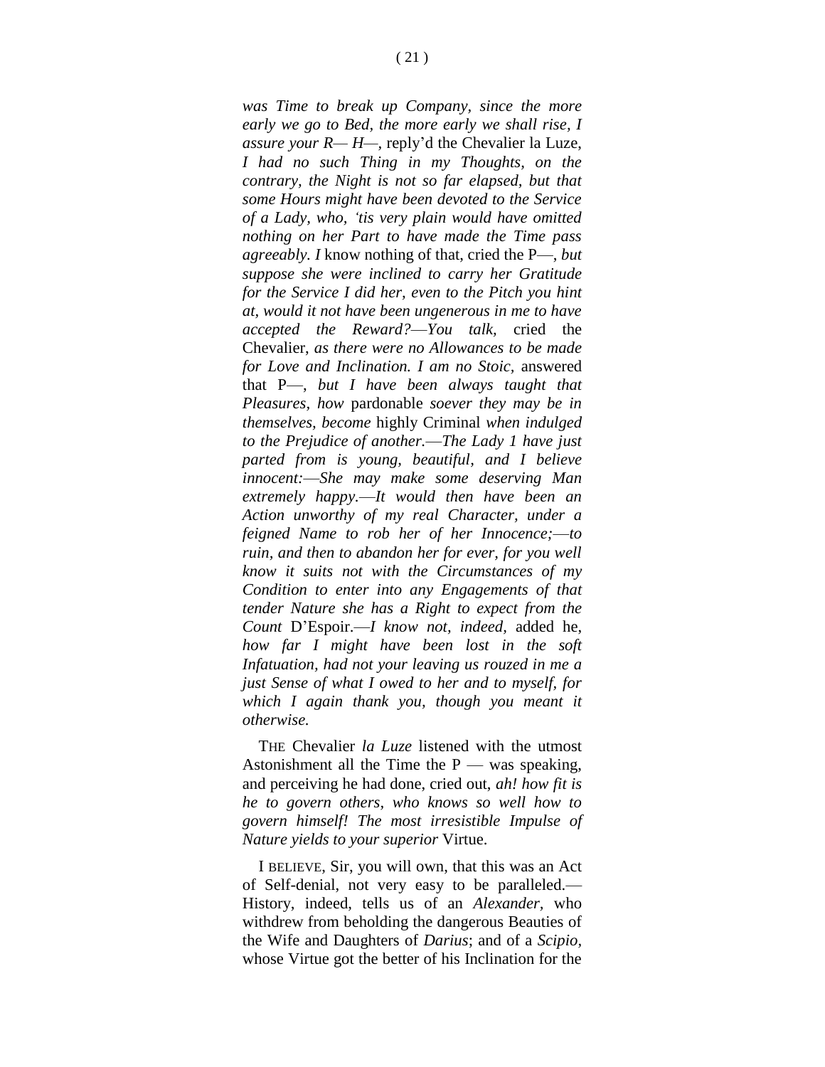*was Time to break up Company, since the more early we go to Bed, the more early we shall rise, I assure your R— H—*, reply'd the Chevalier la Luze, *I had no such Thing in my Thoughts, on the contrary, the Night is not so far elapsed, but that some Hours might have been devoted to the Service of a Lady, who, 'tis very plain would have omitted nothing on her Part to have made the Time pass agreeably. I* know nothing of that, cried the P—, *but suppose she were inclined to carry her Gratitude for the Service I did her, even to the Pitch you hint at, would it not have been ungenerous in me to have accepted the Reward?—You talk,* cried the Chevalier, *as there were no Allowances to be made for Love and Inclination. I am no Stoic,* answered that P—, *but I have been always taught that Pleasures, how* pardonable *soever they may be in themselves, become* highly Criminal *when indulged to the Prejudice of another.—The Lady 1 have just parted from is young, beautiful, and I believe innocent:—She may make some deserving Man extremely happy.—It would then have been an Action unworthy of my real Character, under a feigned Name to rob her of her Innocence;—to ruin, and then to abandon her for ever, for you well know it suits not with the Circumstances of my Condition to enter into any Engagements of that tender Nature she has a Right to expect from the Count* D'Espoir.—*I know not, indeed,* added he, *how far I might have been lost in the soft Infatuation, had not your leaving us rouzed in me a just Sense of what I owed to her and to myself, for which I again thank you, though you meant it otherwise.*

THE Chevalier *la Luze* listened with the utmost Astonishment all the Time the P — was speaking, and perceiving he had done, cried out, *ah! how fit is he to govern others, who knows so well how to govern himself! The most irresistible Impulse of Nature yields to your superior* Virtue.

I BELIEVE, Sir, you will own, that this was an Act of Self-denial, not very easy to be paralleled.—History, indeed, tells us of an *Alexander*, who withdrew from beholding the dangerous Beauties of the Wife and Daughters of *Darius*; and of a *Scipio*, whose Virtue got the better of his Inclination for the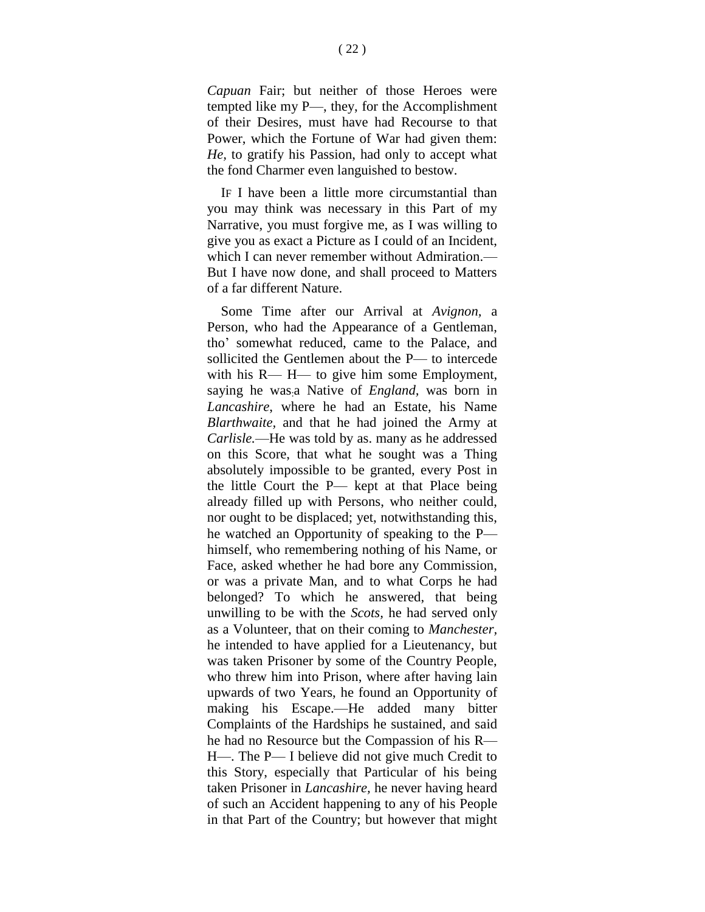*Capuan* Fair; but neither of those Heroes were tempted like my P—, they, for the Accomplishment of their Desires, must have had Recourse to that Power, which the Fortune of War had given them: *He*, to gratify his Passion, had only to accept what the fond Charmer even languished to bestow.

IF I have been a little more circumstantial than you may think was necessary in this Part of my Narrative, you must forgive me, as I was willing to give you as exact a Picture as I could of an Incident, which I can never remember without Admiration.—But I have now done, and shall proceed to Matters of a far different Nature.

Some Time after our Arrival at *Avignon*, a Person, who had the Appearance of a Gentleman, tho' somewhat reduced, came to the Palace, and sollicited the Gentlemen about the P— to intercede with his R— H— to give him some Employment, saying he was a Native of *England*, was born in *Lancashire*, where he had an Estate, his Name *Blarthwaite*, and that he had joined the Army at *Carlisle*.—He was told by as. many as he addressed on this Score, that what he sought was a Thing absolutely impossible to be granted, every Post in the little Court the P— kept at that Place being already filled up with Persons, who neither could, nor ought to be displaced; yet, notwithstanding this, he watched an Opportunity of speaking to the P— himself, who remembering nothing of his Name, or Face, asked whether he had bore any Commission, or was a private Man, and to what Corps he had belonged? To which he answered, that being unwilling to be with the *Scots*, he had served only as a Volunteer, that on their coming to *Manchester*, he intended to have applied for a Lieutenancy, but was taken Prisoner by some of the Country People, who threw him into Prison, where after having lain upwards of two Years, he found an Opportunity of making his Escape.—He added many bitter Complaints of the Hardships he sustained, and said he had no Resource but the Compassion of his R— H—. The P— I believe did not give much Credit to this Story, especially that Particular of his being taken Prisoner in *Lancashire*, he never having heard of such an Accident happening to any of his People in that Part of the Country; but however that might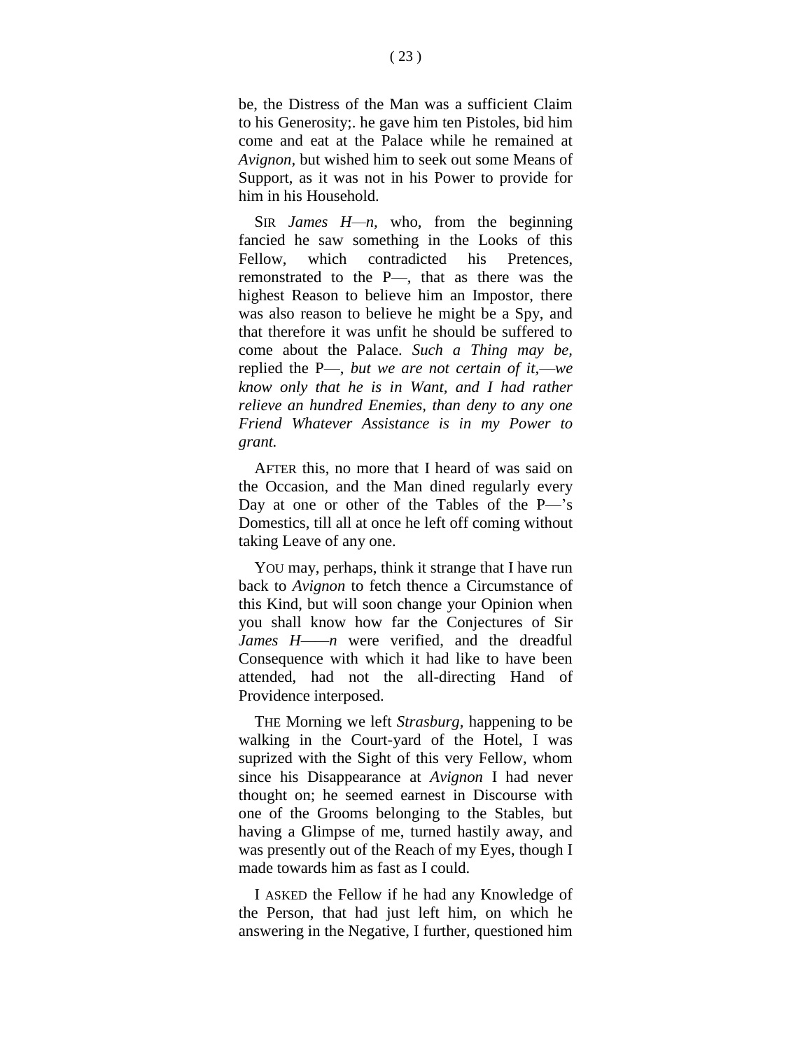be, the Distress of the Man was a sufficient Claim to his Generosity;. he gave him ten Pistoles, bid him come and eat at the Palace while he remained at *Avignon*, but wished him to seek out some Means of Support, as it was not in his Power to provide for him in his Household.

SIR *James H—n*, who, from the beginning fancied he saw something in the Looks of this Fellow, which contradicted his Pretences, remonstrated to the P—, that as there was the highest Reason to believe him an Impostor, there was also reason to believe he might be a Spy, and that therefore it was unfit he should be suffered to come about the Palace. *Such a Thing may be,* replied the P—, *but we are not certain of it,—we know only that he is in Want, and I had rather relieve an hundred Enemies, than deny to any one Friend Whatever Assistance is in my Power to grant.*

AFTER this, no more that I heard of was said on the Occasion, and the Man dined regularly every Day at one or other of the Tables of the P—'s Domestics, till all at once he left off coming without taking Leave of any one.

YOU may, perhaps, think it strange that I have run back to *Avignon* to fetch thence a Circumstance of this Kind, but will soon change your Opinion when you shall know how far the Conjectures of Sir *James H——n* were verified, and the dreadful Consequence with which it had like to have been attended, had not the all-directing Hand of Providence interposed.

THE Morning we left *Strasburg*, happening to be walking in the Court-yard of the Hotel, I was suprized with the Sight of this very Fellow, whom since his Disappearance at *Avignon* I had never thought on; he seemed earnest in Discourse with one of the Grooms belonging to the Stables, but having a Glimpse of me, turned hastily away, and was presently out of the Reach of my Eyes, though I made towards him as fast as I could.

I ASKED the Fellow if he had any Knowledge of the Person, that had just left him, on which he answering in the Negative, I further, questioned him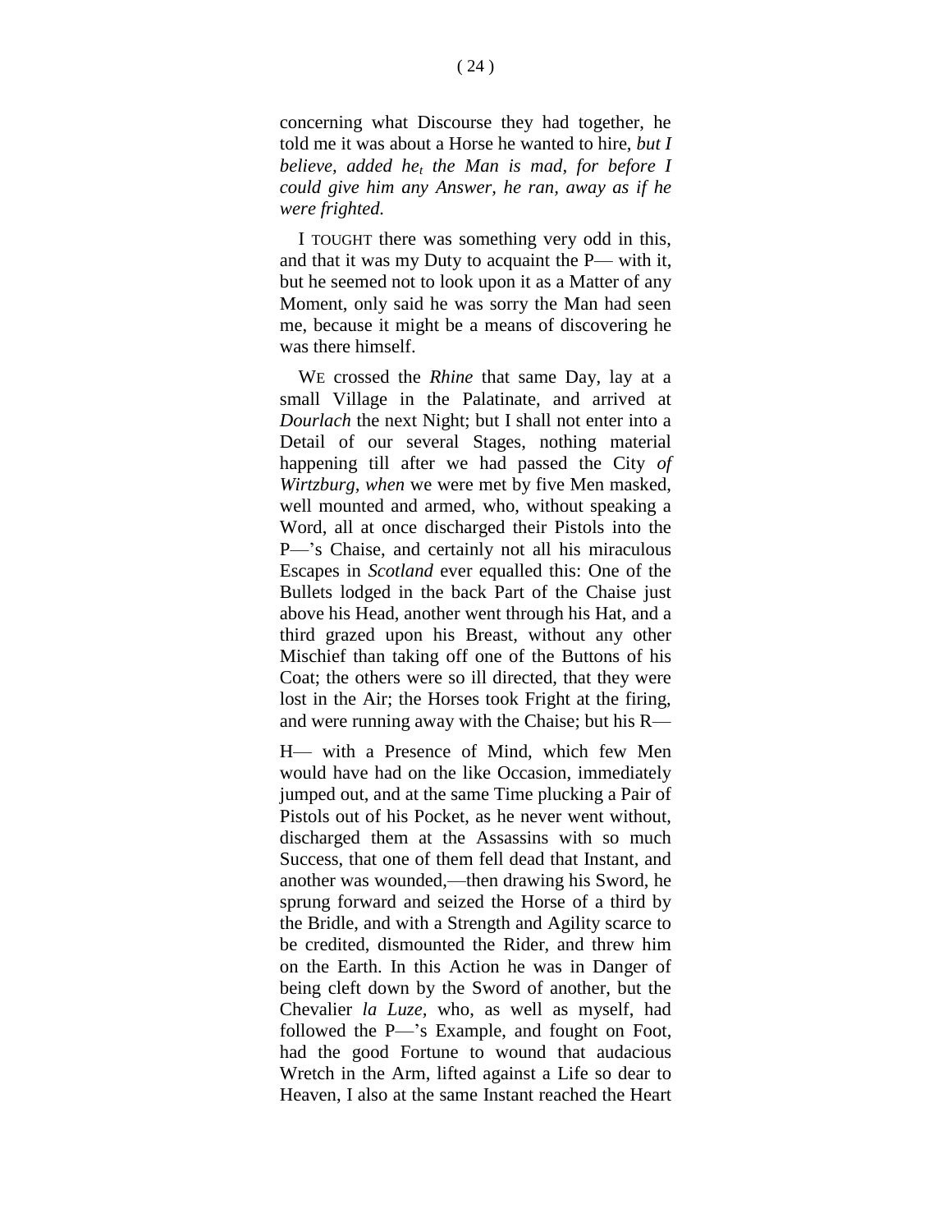concerning what Discourse they had together, he told me it was about a Horse he wanted to hire, *but I believe, added he, the Man is mad, for before I could give him any Answer, he ran, away as if he were frighted.*

I TOUGHT there was something very odd in this, and that it was my Duty to acquaint the P— with it, but he seemed not to look upon it as a Matter of any Moment, only said he was sorry the Man had seen me, because it might be a means of discovering he was there himself.

WE crossed the *Rhine* that same Day, lay at a small Village in the Palatinate, and arrived at *Dourlach* the next Night; but I shall not enter into a Detail of our several Stages, nothing material happening till after we had passed the City *of Wirtzburg, when* we were met by five Men masked, well mounted and armed, who, without speaking a Word, all at once discharged their Pistols into the P—'s Chaise, and certainly not all his miraculous Escapes in *Scotland* ever equalled this: One of the Bullets lodged in the back Part of the Chaise just above his Head, another went through his Hat, and a third grazed upon his Breast, without any other Mischief than taking off one of the Buttons of his Coat; the others were so ill directed, that they were lost in the Air; the Horses took Fright at the firing, and were running away with the Chaise; but his R—

H— with a Presence of Mind, which few Men would have had on the like Occasion, immediately jumped out, and at the same Time plucking a Pair of Pistols out of his Pocket, as he never went without, discharged them at the Assassins with so much Success, that one of them fell dead that Instant, and another was wounded,—then drawing his Sword, he sprung forward and seized the Horse of a third by the Bridle, and with a Strength and Agility scarce to be credited, dismounted the Rider, and threw him on the Earth. In this Action he was in Danger of being cleft down by the Sword of another, but the Chevalier *la Luze*, who, as well as myself, had followed the P—'s Example, and fought on Foot, had the good Fortune to wound that audacious Wretch in the Arm, lifted against a Life so dear to Heaven, I also at the same Instant reached the Heart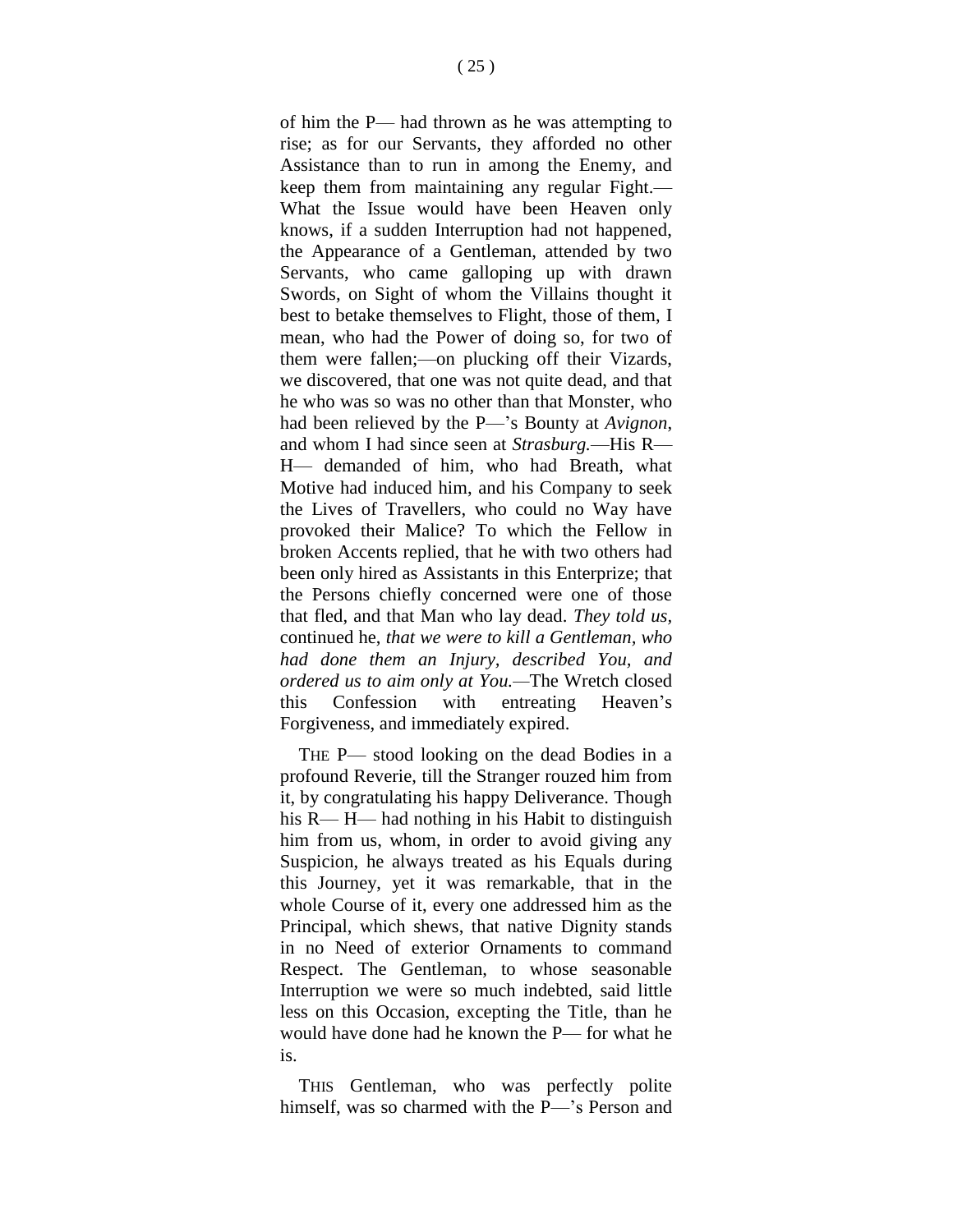of him the P— had thrown as he was attempting to rise; as for our Servants, they afforded no other Assistance than to run in among the Enemy, and keep them from maintaining any regular Fight.— What the Issue would have been Heaven only knows, if a sudden Interruption had not happened, the Appearance of a Gentleman, attended by two Servants, who came galloping up with drawn Swords, on Sight of whom the Villains thought it best to betake themselves to Flight, those of them, I mean, who had the Power of doing so, for two of them were fallen;—on plucking off their Vizards, we discovered, that one was not quite dead, and that he who was so was no other than that Monster, who had been relieved by the P—'s Bounty at *Avignon*, and whom I had since seen at *Strasburg.*—His R— H— demanded of him, who had Breath, what Motive had induced him, and his Company to seek the Lives of Travellers, who could no Way have provoked their Malice? To which the Fellow in broken Accents replied, that he with two others had been only hired as Assistants in this Enterprize; that the Persons chiefly concerned were one of those that fled, and that Man who lay dead. *They told us,* continued he, *that we were to kill a Gentleman, who had done them an Injury, described You, and ordered us to aim only at You.*—The Wretch closed this Confession with entreating Heaven's Forgiveness, and immediately expired.

THE P— stood looking on the dead Bodies in a profound Reverie, till the Stranger rouzed him from it, by congratulating his happy Deliverance. Though his R— H— had nothing in his Habit to distinguish him from us, whom, in order to avoid giving any Suspicion, he always treated as his Equals during this Journey, yet it was remarkable, that in the whole Course of it, every one addressed him as the Principal, which shews, that native Dignity stands in no Need of exterior Ornaments to command Respect. The Gentleman, to whose seasonable Interruption we were so much indebted, said little less on this Occasion, excepting the Title, than he would have done had he known the P— for what he is.

THIS Gentleman, who was perfectly polite himself, was so charmed with the P—'s Person and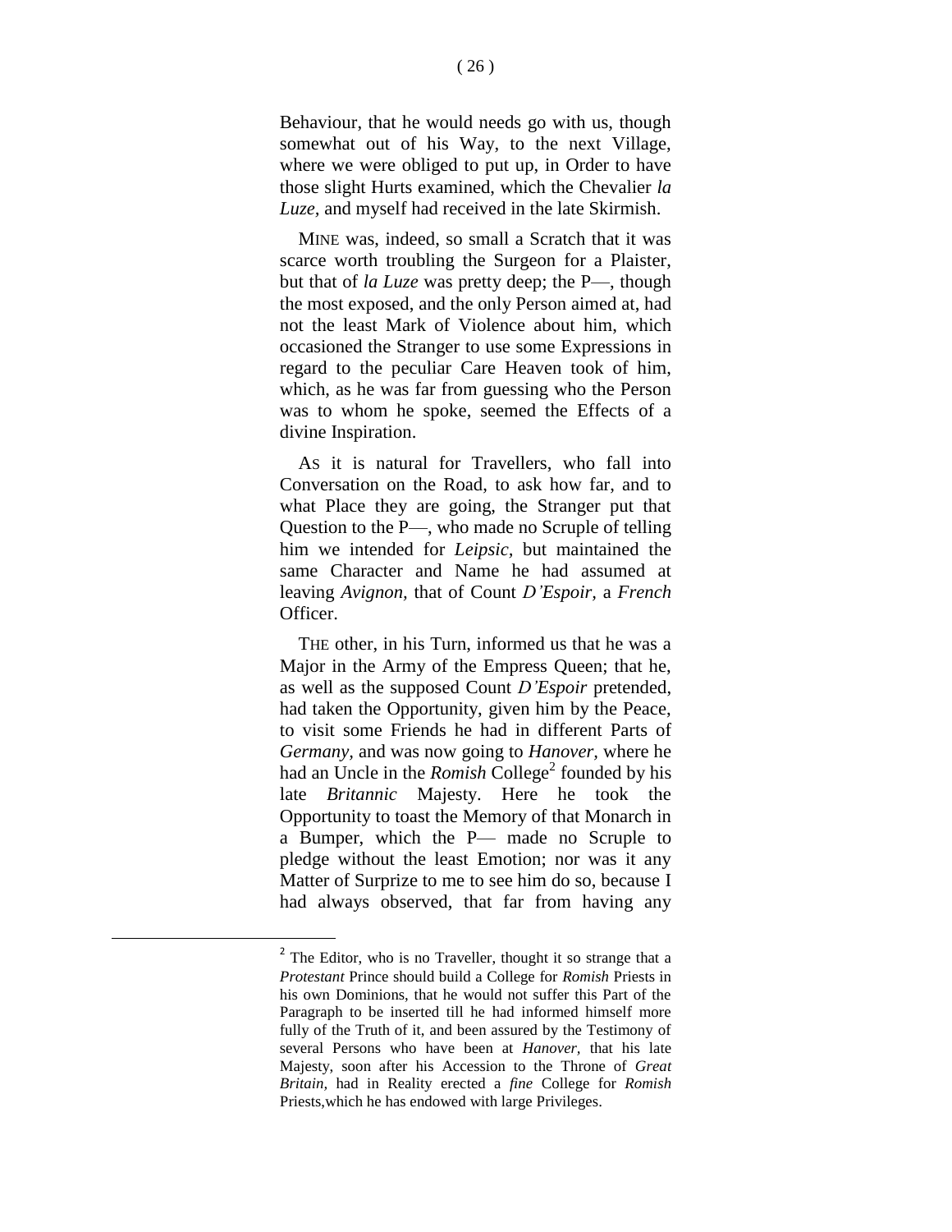Behaviour, that he would needs go with us, though somewhat out of his Way, to the next Village, where we were obliged to put up, in Order to have those slight Hurts examined, which the Chevalier *la Luze*, and myself had received in the late Skirmish.

MINE was, indeed, so small a Scratch that it was scarce worth troubling the Surgeon for a Plaister, but that of *la Luze* was pretty deep; the P—, though the most exposed, and the only Person aimed at, had not the least Mark of Violence about him, which occasioned the Stranger to use some Expressions in regard to the peculiar Care Heaven took of him, which, as he was far from guessing who the Person was to whom he spoke, seemed the Effects of a divine Inspiration.

AS it is natural for Travellers, who fall into Conversation on the Road, to ask how far, and to what Place they are going, the Stranger put that Question to the P—, who made no Scruple of telling him we intended for *Leipsic*, but maintained the same Character and Name he had assumed at leaving *Avignon*, that of Count *D'Espoir*, a *French* Officer.

THE other, in his Turn, informed us that he was a Major in the Army of the Empress Queen; that he, as well as the supposed Count *D'Espoir* pretended, had taken the Opportunity, given him by the Peace, to visit some Friends he had in different Parts of *Germany*, and was now going to *Hanover*, where he had an Uncle in the *Romish* College[2] founded by his late *Britannic* Majesty. Here he took the Opportunity to toast the Memory of that Monarch in a Bumper, which the P— made no Scruple to pledge without the least Emotion; nor was it any Matter of Surprize to me to see him do so, because I had always observed, that far from having any

---

[2] The Editor, who is no Traveller, thought it so strange that a *Protestant* Prince should build a College for *Romish* Priests in his own Dominions, that he would not suffer this Part of the Paragraph to be inserted till he had informed himself more fully of the Truth of it, and been assured by the Testimony of several Persons who have been at *Hanover*, that his late Majesty, soon after his Accession to the Throne of *Great Britain*, had in Reality erected a *fine* College for *Romish* Priests,which he has endowed with large Privileges.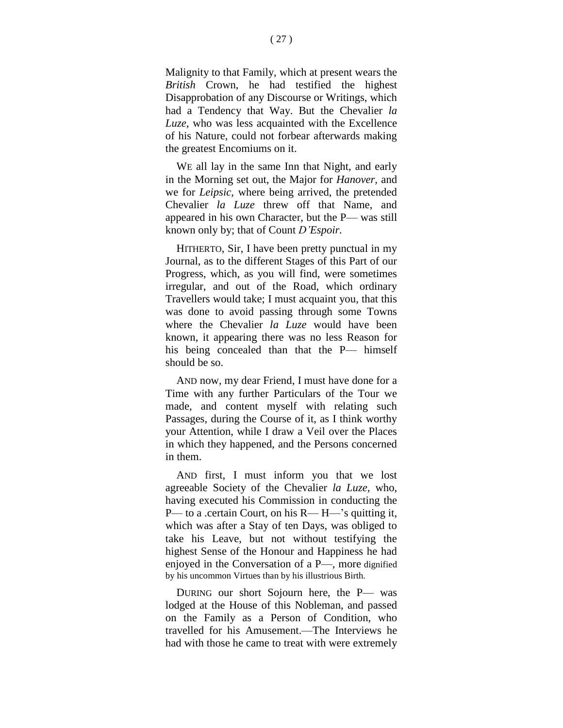Malignity to that Family, which at present wears the *British* Crown, he had testified the highest Disapprobation of any Discourse or Writings, which had a Tendency that Way. But the Chevalier *la Luze*, who was less acquainted with the Excellence of his Nature, could not forbear afterwards making the greatest Encomiums on it.

WE all lay in the same Inn that Night, and early in the Morning set out, the Major for *Hanover*, and we for *Leipsic*, where being arrived, the pretended Chevalier *la Luze* threw off that Name, and appeared in his own Character, but the P— was still known only by; that of Count *D'Espoir*.

HITHERTO, Sir, I have been pretty punctual in my Journal, as to the different Stages of this Part of our Progress, which, as you will find, were sometimes irregular, and out of the Road, which ordinary Travellers would take; I must acquaint you, that this was done to avoid passing through some Towns where the Chevalier *la Luze* would have been known, it appearing there was no less Reason for his being concealed than that the P— himself should be so.

AND now, my dear Friend, I must have done for a Time with any further Particulars of the Tour we made, and content myself with relating such Passages, during the Course of it, as I think worthy your Attention, while I draw a Veil over the Places in which they happened, and the Persons concerned in them.

AND first, I must inform you that we lost agreeable Society of the Chevalier *la Luze*, who, having executed his Commission in conducting the P— to a .certain Court, on his R— H—'s quitting it, which was after a Stay of ten Days, was obliged to take his Leave, but not without testifying the highest Sense of the Honour and Happiness he had enjoyed in the Conversation of a P—, more dignified by his uncommon Virtues than by his illustrious Birth.

DURING our short Sojourn here, the P— was lodged at the House of this Nobleman, and passed on the Family as a Person of Condition, who travelled for his Amusement.—The Interviews he had with those he came to treat with were extremely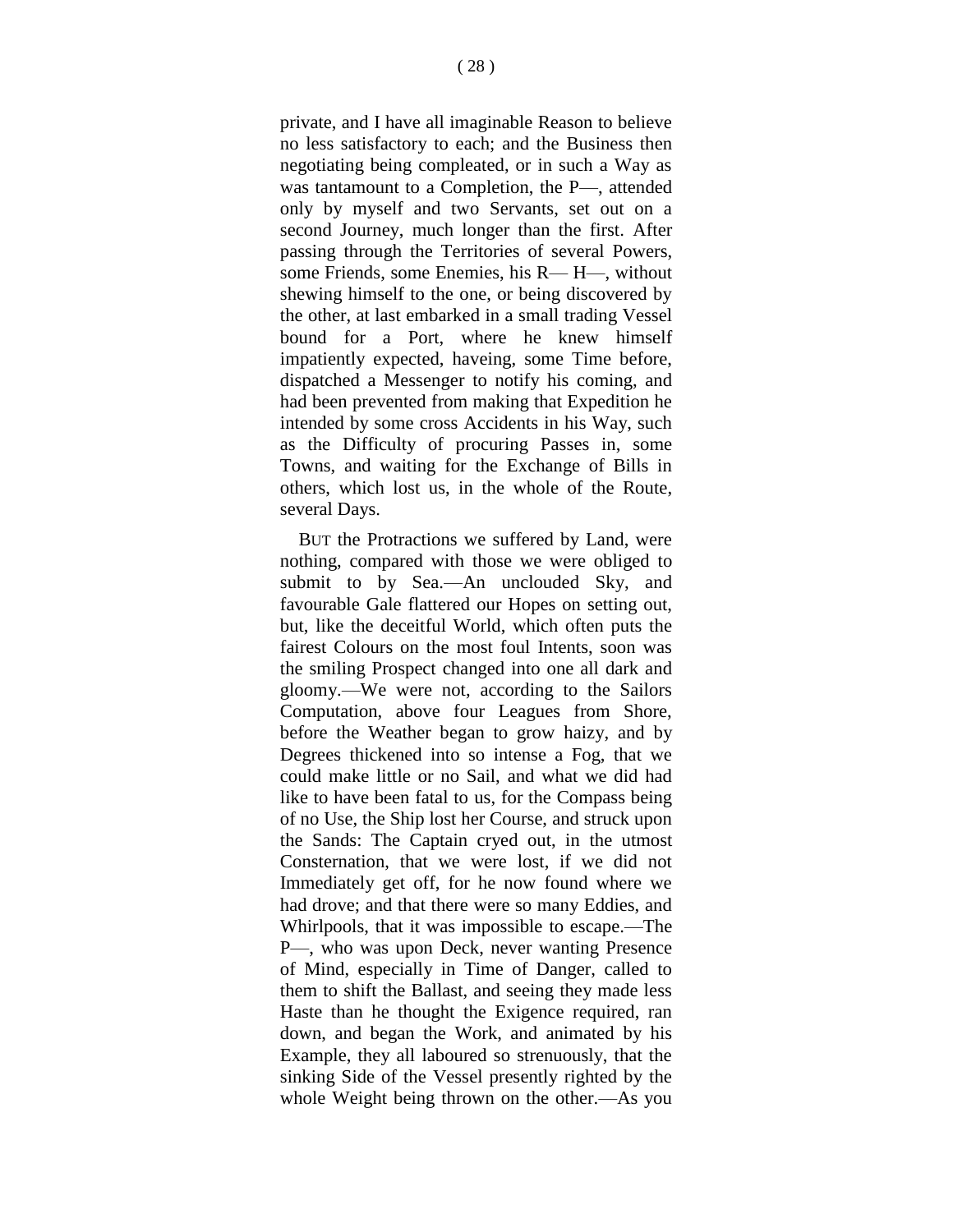private, and I have all imaginable Reason to believe no less satisfactory to each; and the Business then negotiating being compleated, or in such a Way as was tantamount to a Completion, the P—, attended only by myself and two Servants, set out on a second Journey, much longer than the first. After passing through the Territories of several Powers, some Friends, some Enemies, his R— H—, without shewing himself to the one, or being discovered by the other, at last embarked in a small trading Vessel bound for a Port, where he knew himself impatiently expected, haveing, some Time before, dispatched a Messenger to notify his coming, and had been prevented from making that Expedition he intended by some cross Accidents in his Way, such as the Difficulty of procuring Passes in, some Towns, and waiting for the Exchange of Bills in others, which lost us, in the whole of the Route, several Days.

BUT the Protractions we suffered by Land, were nothing, compared with those we were obliged to submit to by Sea.—An unclouded Sky, and favourable Gale flattered our Hopes on setting out, but, like the deceitful World, which often puts the fairest Colours on the most foul Intents, soon was the smiling Prospect changed into one all dark and gloomy.—We were not, according to the Sailors Computation, above four Leagues from Shore, before the Weather began to grow haizy, and by Degrees thickened into so intense a Fog, that we could make little or no Sail, and what we did had like to have been fatal to us, for the Compass being of no Use, the Ship lost her Course, and struck upon the Sands: The Captain cryed out, in the utmost Consternation, that we were lost, if we did not Immediately get off, for he now found where we had drove; and that there were so many Eddies, and Whirlpools, that it was impossible to escape.—The P—, who was upon Deck, never wanting Presence of Mind, especially in Time of Danger, called to them to shift the Ballast, and seeing they made less Haste than he thought the Exigence required, ran down, and began the Work, and animated by his Example, they all laboured so strenuously, that the sinking Side of the Vessel presently righted by the whole Weight being thrown on the other.—As you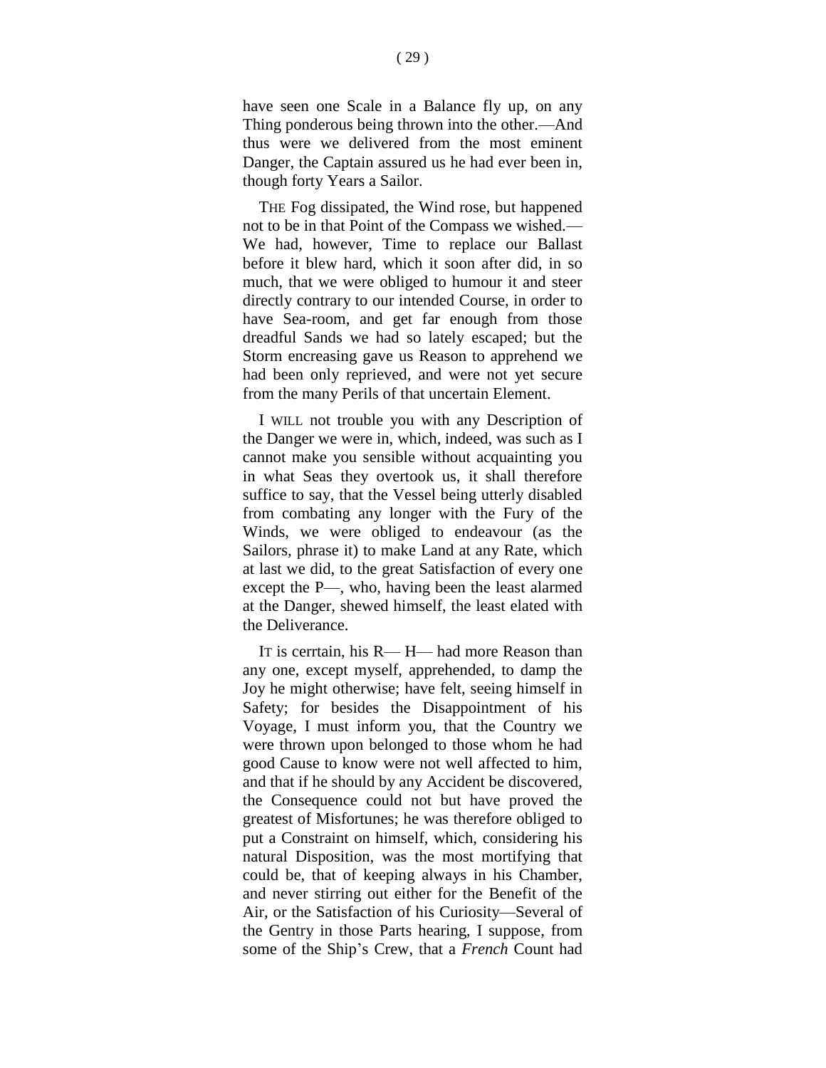have seen one Scale in a Balance fly up, on any Thing ponderous being thrown into the other.—And thus were we delivered from the most eminent Danger, the Captain assured us he had ever been in, though forty Years a Sailor.

THE Fog dissipated, the Wind rose, but happened not to be in that Point of the Compass we wished.—We had, however, Time to replace our Ballast before it blew hard, which it soon after did, in so much, that we were obliged to humour it and steer directly contrary to our intended Course, in order to have Sea-room, and get far enough from those dreadful Sands we had so lately escaped; but the Storm encreasing gave us Reason to apprehend we had been only reprieved, and were not yet secure from the many Perils of that uncertain Element.

I WILL not trouble you with any Description of the Danger we were in, which, indeed, was such as I cannot make you sensible without acquainting you in what Seas they overtook us, it shall therefore suffice to say, that the Vessel being utterly disabled from combating any longer with the Fury of the Winds, we were obliged to endeavour (as the Sailors, phrase it) to make Land at any Rate, which at last we did, to the great Satisfaction of every one except the P—, who, having been the least alarmed at the Danger, shewed himself, the least elated with the Deliverance.

IT is cerrtain, his R— H— had more Reason than any one, except myself, apprehended, to damp the Joy he might otherwise; have felt, seeing himself in Safety; for besides the Disappointment of his Voyage, I must inform you, that the Country we were thrown upon belonged to those whom he had good Cause to know were not well affected to him, and that if he should by any Accident be discovered, the Consequence could not but have proved the greatest of Misfortunes; he was therefore obliged to put a Constraint on himself, which, considering his natural Disposition, was the most mortifying that could be, that of keeping always in his Chamber, and never stirring out either for the Benefit of the Air, or the Satisfaction of his Curiosity—Several of the Gentry in those Parts hearing, I suppose, from some of the Ship's Crew, that a *French* Count had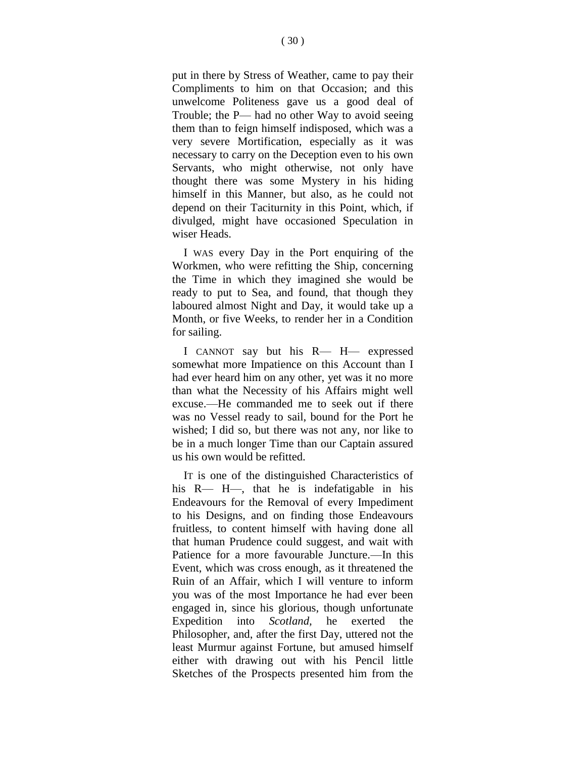put in there by Stress of Weather, came to pay their Compliments to him on that Occasion; and this unwelcome Politeness gave us a good deal of Trouble; the P— had no other Way to avoid seeing them than to feign himself indisposed, which was a very severe Mortification, especially as it was necessary to carry on the Deception even to his own Servants, who might otherwise, not only have thought there was some Mystery in his hiding himself in this Manner, but also, as he could not depend on their Taciturnity in this Point, which, if divulged, might have occasioned Speculation in wiser Heads.

I WAS every Day in the Port enquiring of the Workmen, who were refitting the Ship, concerning the Time in which they imagined she would be ready to put to Sea, and found, that though they laboured almost Night and Day, it would take up a Month, or five Weeks, to render her in a Condition for sailing.

I CANNOT say but his R— H— expressed somewhat more Impatience on this Account than I had ever heard him on any other, yet was it no more than what the Necessity of his Affairs might well excuse.—He commanded me to seek out if there was no Vessel ready to sail, bound for the Port he wished; I did so, but there was not any, nor like to be in a much longer Time than our Captain assured us his own would be refitted.

IT is one of the distinguished Characteristics of his R— H—, that he is indefatigable in his Endeavours for the Removal of every Impediment to his Designs, and on finding those Endeavours fruitless, to content himself with having done all that human Prudence could suggest, and wait with Patience for a more favourable Juncture.—In this Event, which was cross enough, as it threatened the Ruin of an Affair, which I will venture to inform you was of the most Importance he had ever been engaged in, since his glorious, though unfortunate Expedition into *Scotland*, he exerted the Philosopher, and, after the first Day, uttered not the least Murmur against Fortune, but amused himself either with drawing out with his Pencil little Sketches of the Prospects presented him from the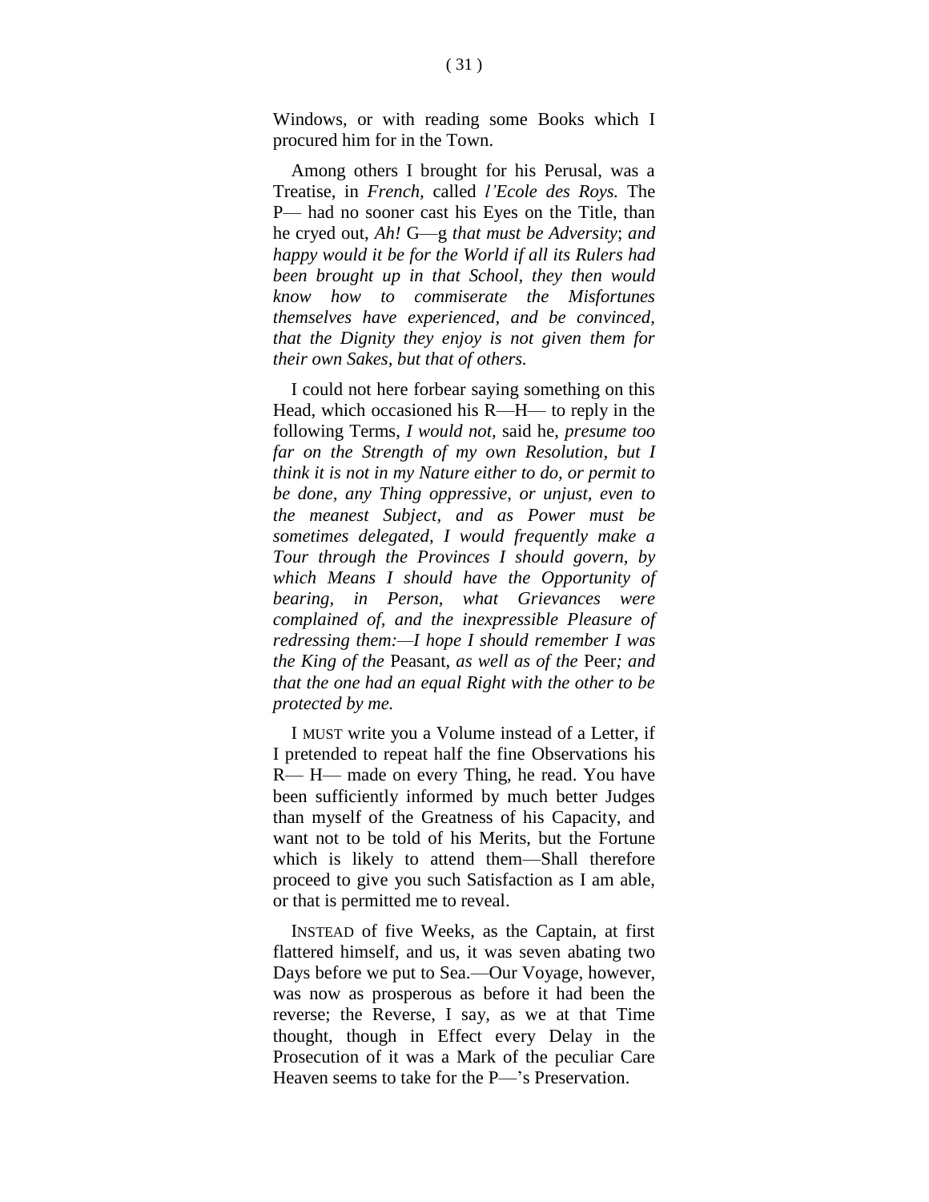Windows, or with reading some Books which I procured him for in the Town.

Among others I brought for his Perusal, was a Treatise, in *French*, called *l'Ecole des Roys.* The P— had no sooner cast his Eyes on the Title, than he cryed out, *Ah!* G—g *that must be Adversity*; *and happy would it be for the World if all its Rulers had been brought up in that School, they then would know how to commiserate the Misfortunes themselves have experienced, and be convinced, that the Dignity they enjoy is not given them for their own Sakes, but that of others.*

I could not here forbear saying something on this Head, which occasioned his R—H— to reply in the following Terms, *I would not,* said he, *presume too far on the Strength of my own Resolution, but I think it is not in my Nature either to do, or permit to be done, any Thing oppressive, or unjust, even to the meanest Subject, and as Power must be sometimes delegated, I would frequently make a Tour through the Provinces I should govern, by which Means I should have the Opportunity of bearing, in Person, what Grievances were complained of, and the inexpressible Pleasure of redressing them:—I hope I should remember I was the King of the* Peasant, *as well as of the* Peer*; and that the one had an equal Right with the other to be protected by me.*

I MUST write you a Volume instead of a Letter, if I pretended to repeat half the fine Observations his R— H— made on every Thing, he read. You have been sufficiently informed by much better Judges than myself of the Greatness of his Capacity, and want not to be told of his Merits, but the Fortune which is likely to attend them—Shall therefore proceed to give you such Satisfaction as I am able, or that is permitted me to reveal.

INSTEAD of five Weeks, as the Captain, at first flattered himself, and us, it was seven abating two Days before we put to Sea.—Our Voyage, however, was now as prosperous as before it had been the reverse; the Reverse, I say, as we at that Time thought, though in Effect every Delay in the Prosecution of it was a Mark of the peculiar Care Heaven seems to take for the P—'s Preservation.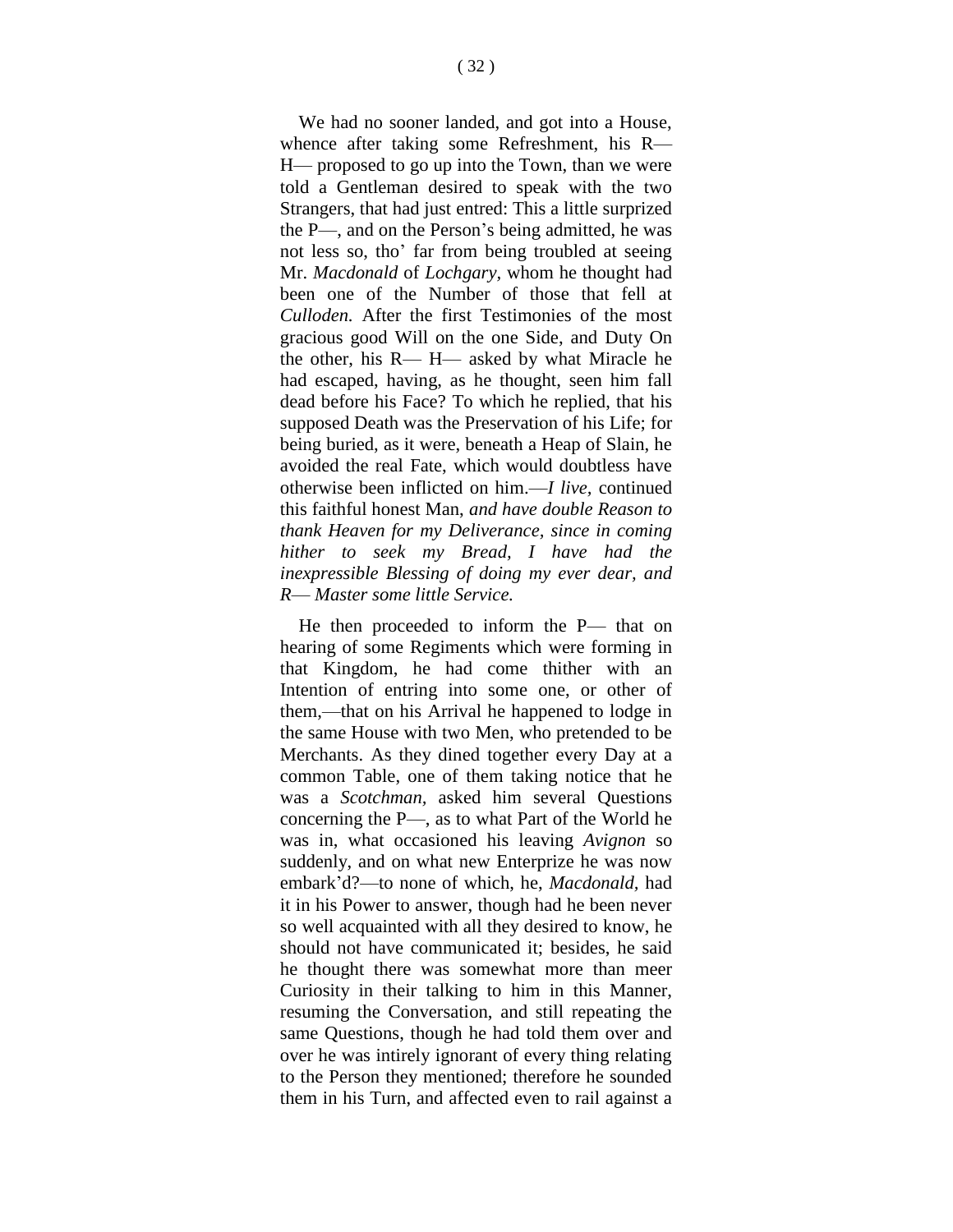We had no sooner landed, and got into a House, whence after taking some Refreshment, his R— H— proposed to go up into the Town, than we were told a Gentleman desired to speak with the two Strangers, that had just entred: This a little surprized the P—, and on the Person's being admitted, he was not less so, tho' far from being troubled at seeing Mr. *Macdonald* of *Lochgary,* whom he thought had been one of the Number of those that fell at *Culloden.* After the first Testimonies of the most gracious good Will on the one Side, and Duty On the other, his R— H— asked by what Miracle he had escaped, having, as he thought, seen him fall dead before his Face? To which he replied, that his supposed Death was the Preservation of his Life; for being buried, as it were, beneath a Heap of Slain, he avoided the real Fate, which would doubtless have otherwise been inflicted on him.—*I live*, continued this faithful honest Man, *and have double Reason to thank Heaven for my Deliverance, since in coming hither to seek my Bread, I have had the inexpressible Blessing of doing my ever dear, and R— Master some little Service.*

He then proceeded to inform the P— that on hearing of some Regiments which were forming in that Kingdom, he had come thither with an Intention of entring into some one, or other of them,—that on his Arrival he happened to lodge in the same House with two Men, who pretended to be Merchants. As they dined together every Day at a common Table, one of them taking notice that he was a *Scotchman,* asked him several Questions concerning the P—, as to what Part of the World he was in, what occasioned his leaving *Avignon* so suddenly, and on what new Enterprize he was now embark'd?—to none of which, he, *Macdonald,* had it in his Power to answer, though had he been never so well acquainted with all they desired to know, he should not have communicated it; besides, he said he thought there was somewhat more than meer Curiosity in their talking to him in this Manner, resuming the Conversation, and still repeating the same Questions, though he had told them over and over he was intirely ignorant of every thing relating to the Person they mentioned; therefore he sounded them in his Turn, and affected even to rail against a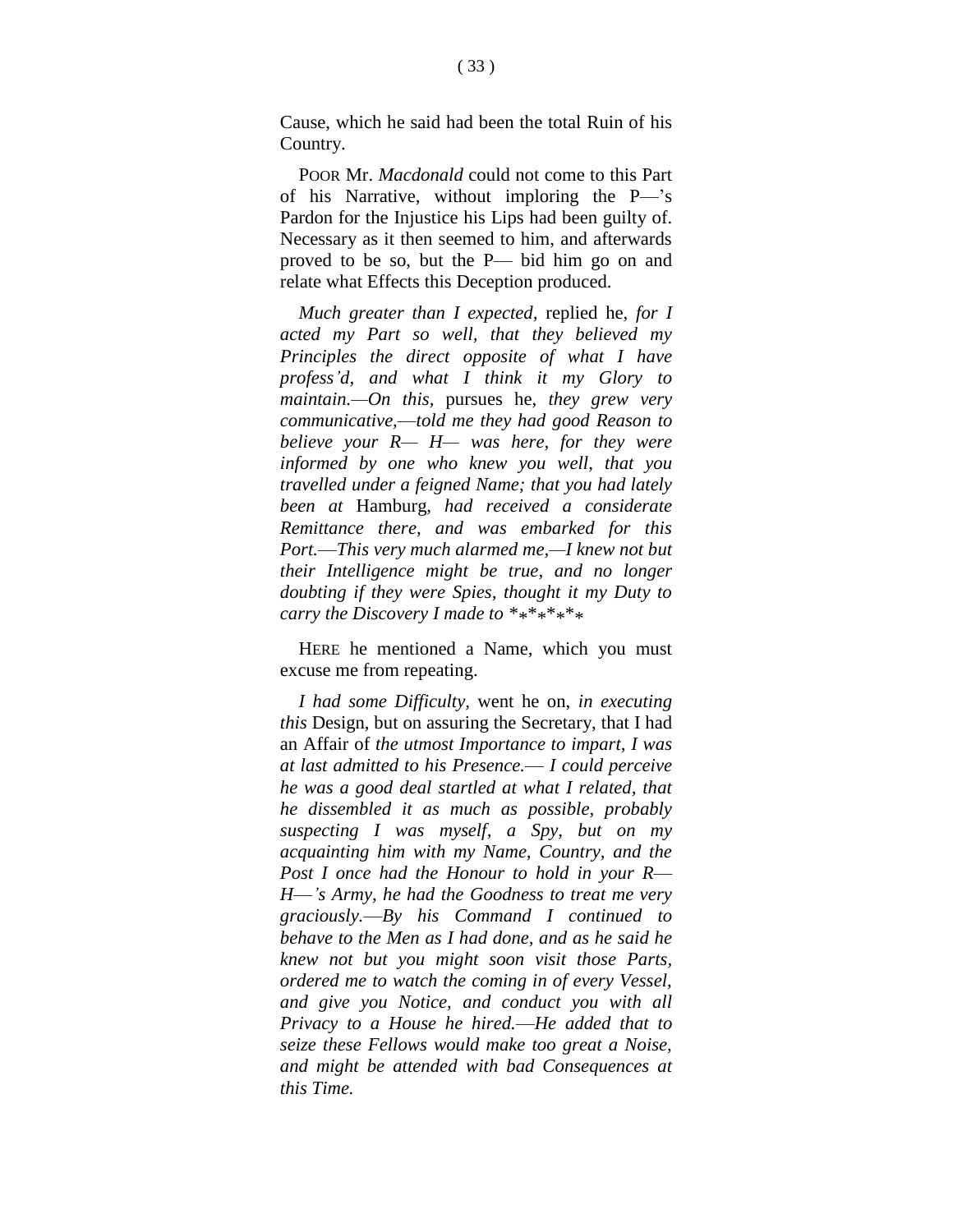Cause, which he said had been the total Ruin of his Country.

POOR Mr. *Macdonald* could not come to this Part of his Narrative, without imploring the P—'s Pardon for the Injustice his Lips had been guilty of. Necessary as it then seemed to him, and afterwards proved to be so, but the P— bid him go on and relate what Effects this Deception produced.

*Much greater than I expected,* replied he, *for I acted my Part so well, that they believed my Principles the direct opposite of what I have profess'd, and what I think it my Glory to maintain.—On this,* pursues he, *they grew very communicative,—told me they had good Reason to believe your R— H— was here, for they were informed by one who knew you well, that you travelled under a feigned Name; that you had lately been at* Hamburg, *had received a considerate Remittance there, and was embarked for this Port.—This very much alarmed me,—I knew not but their Intelligence might be true, and no longer doubting if they were Spies, thought it my Duty to carry the Discovery I made to \*\*\*\*\*\**

HERE he mentioned a Name, which you must excuse me from repeating.

*I had some Difficulty,* went he on, *in executing this* Design, but on assuring the Secretary, that I had an Affair of *the utmost Importance to impart, I was at last admitted to his Presence.— I could perceive he was a good deal startled at what I related, that he dissembled it as much as possible, probably suspecting I was myself, a Spy, but on my acquainting him with my Name, Country, and the Post I once had the Honour to hold in your R— H—'s Army, he had the Goodness to treat me very graciously.—By his Command I continued to behave to the Men as I had done, and as he said he knew not but you might soon visit those Parts, ordered me to watch the coming in of every Vessel, and give you Notice, and conduct you with all Privacy to a House he hired.—He added that to seize these Fellows would make too great a Noise, and might be attended with bad Consequences at this Time.*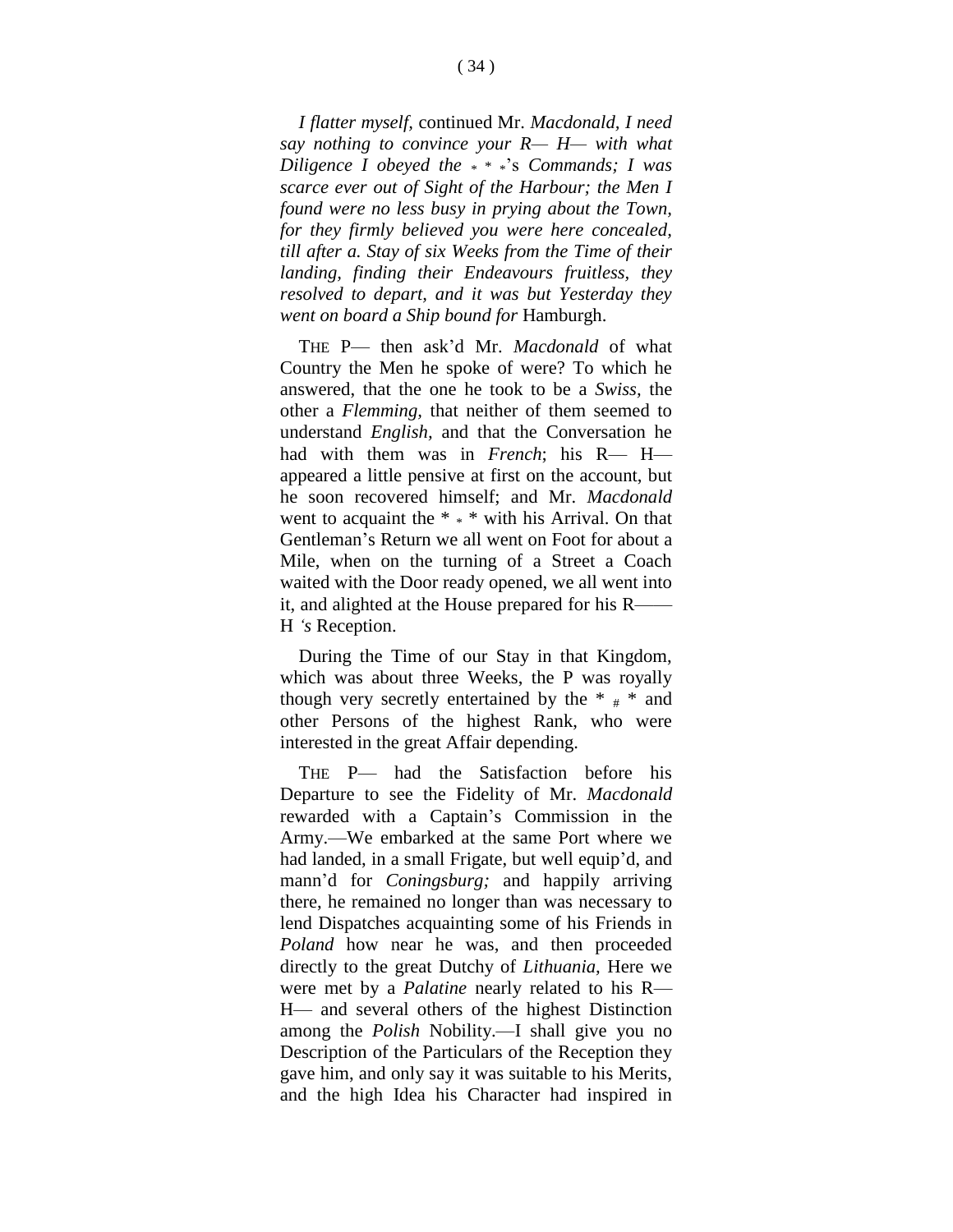*I flatter myself,* continued Mr. *Macdonald, I need say nothing to convince your R— H— with what Diligence I obeyed the* * * *'s *Commands; I was scarce ever out of Sight of the Harbour; the Men I found were no less busy in prying about the Town, for they firmly believed you were here concealed, till after a. Stay of six Weeks from the Time of their landing, finding their Endeavours fruitless, they resolved to depart, and it was but Yesterday they went on board a Ship bound for* Hamburgh.

THE P— then ask'd Mr. *Macdonald* of what Country the Men he spoke of were? To which he answered, that the one he took to be a *Swiss,* the other a *Flemming,* that neither of them seemed to understand *English,* and that the Conversation he had with them was in *French*; his R— H— appeared a little pensive at first on the account, but he soon recovered himself; and Mr. *Macdonald* went to acquaint the * * * with his Arrival. On that Gentleman's Return we all went on Foot for about a Mile, when on the turning of a Street a Coach waited with the Door ready opened, we all went into it, and alighted at the House prepared for his R—— H *'s* Reception.

During the Time of our Stay in that Kingdom, which was about three Weeks, the P was royally though very secretly entertained by the * # * and other Persons of the highest Rank, who were interested in the great Affair depending.

THE P— had the Satisfaction before his Departure to see the Fidelity of Mr. *Macdonald* rewarded with a Captain's Commission in the Army.—We embarked at the same Port where we had landed, in a small Frigate, but well equip'd, and mann'd for *Coningsburg;* and happily arriving there, he remained no longer than was necessary to lend Dispatches acquainting some of his Friends in *Poland* how near he was, and then proceeded directly to the great Dutchy of *Lithuania,* Here we were met by a *Palatine* nearly related to his R— H— and several others of the highest Distinction among the *Polish* Nobility.—I shall give you no Description of the Particulars of the Reception they gave him, and only say it was suitable to his Merits, and the high Idea his Character had inspired in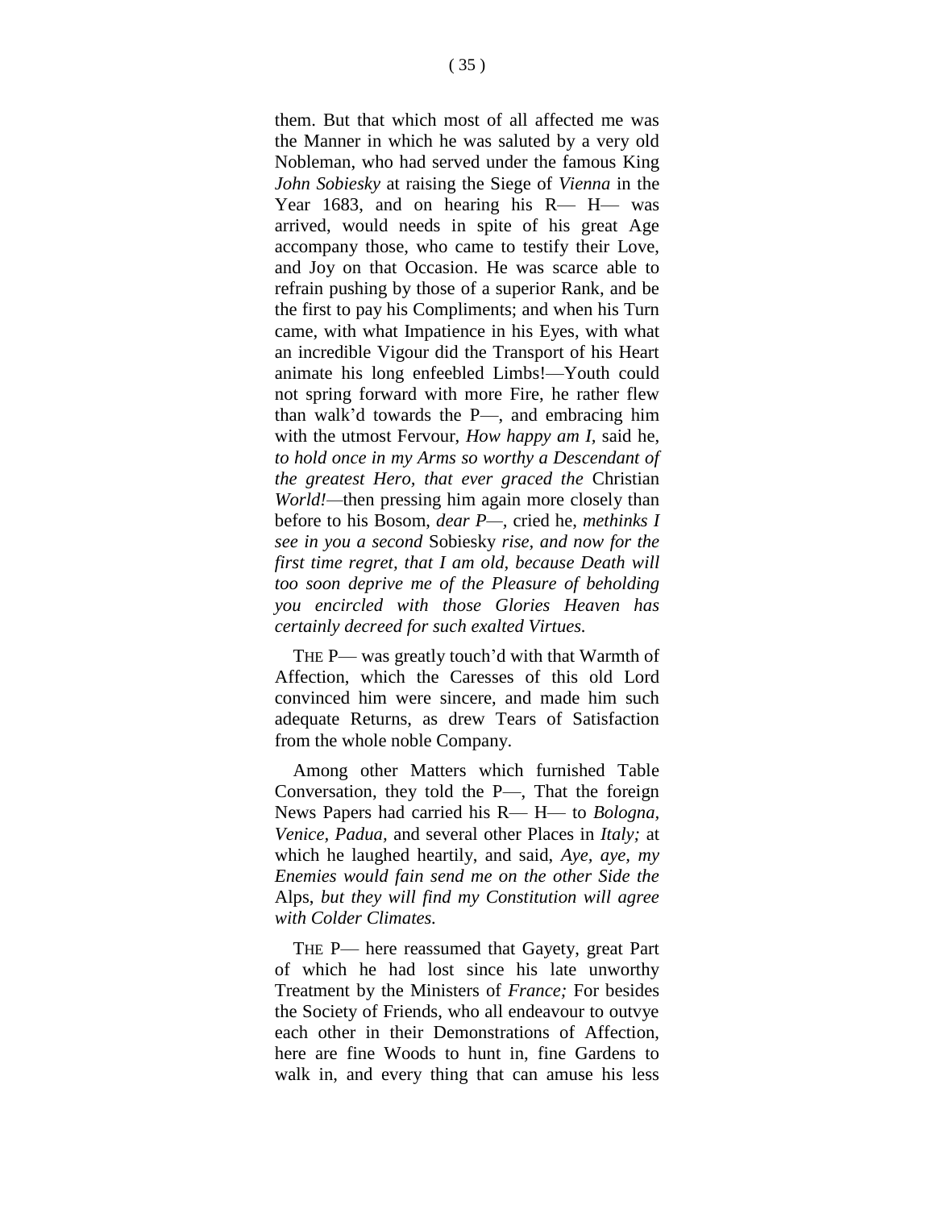them. But that which most of all affected me was the Manner in which he was saluted by a very old Nobleman, who had served under the famous King *John Sobiesky* at raising the Siege of *Vienna* in the Year 1683, and on hearing his R— H— was arrived, would needs in spite of his great Age accompany those, who came to testify their Love, and Joy on that Occasion. He was scarce able to refrain pushing by those of a superior Rank, and be the first to pay his Compliments; and when his Turn came, with what Impatience in his Eyes, with what an incredible Vigour did the Transport of his Heart animate his long enfeebled Limbs!—Youth could not spring forward with more Fire, he rather flew than walk'd towards the P—, and embracing him with the utmost Fervour, *How happy am I,* said he, *to hold once in my Arms so worthy a Descendant of the greatest Hero, that ever graced the* Christian *World!*—then pressing him again more closely than before to his Bosom, *dear P—*, cried he, *methinks I see in you a second* Sobiesky *rise, and now for the first time regret, that I am old, because Death will too soon deprive me of the Pleasure of beholding you encircled with those Glories Heaven has certainly decreed for such exalted Virtues.*

THE P— was greatly touch'd with that Warmth of Affection, which the Caresses of this old Lord convinced him were sincere, and made him such adequate Returns, as drew Tears of Satisfaction from the whole noble Company.

Among other Matters which furnished Table Conversation, they told the P—, That the foreign News Papers had carried his R— H— to *Bologna, Venice, Padua,* and several other Places in *Italy;* at which he laughed heartily, and said, *Aye, aye, my Enemies would fain send me on the other Side the* Alps, *but they will find my Constitution will agree with Colder Climates.*

THE P— here reassumed that Gayety, great Part of which he had lost since his late unworthy Treatment by the Ministers of *France;* For besides the Society of Friends, who all endeavour to outvye each other in their Demonstrations of Affection, here are fine Woods to hunt in, fine Gardens to walk in, and every thing that can amuse his less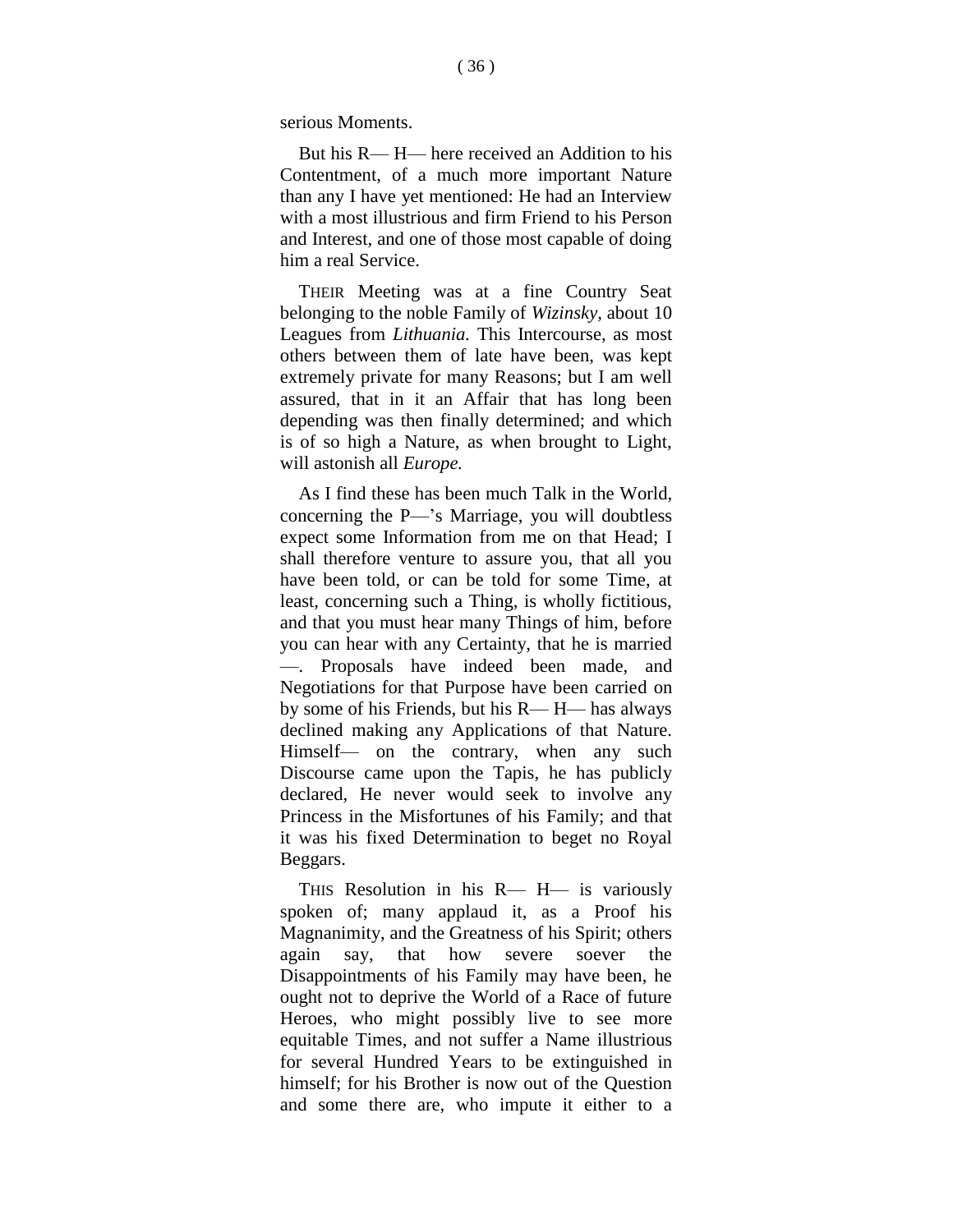serious Moments.

But his R— H— here received an Addition to his Contentment, of a much more important Nature than any I have yet mentioned: He had an Interview with a most illustrious and firm Friend to his Person and Interest, and one of those most capable of doing him a real Service.

THEIR Meeting was at a fine Country Seat belonging to the noble Family of *Wizinsky*, about 10 Leagues from *Lithuania.* This Intercourse, as most others between them of late have been, was kept extremely private for many Reasons; but I am well assured, that in it an Affair that has long been depending was then finally determined; and which is of so high a Nature, as when brought to Light, will astonish all *Europe.*

As I find these has been much Talk in the World, concerning the P—'s Marriage, you will doubtless expect some Information from me on that Head; I shall therefore venture to assure you, that all you have been told, or can be told for some Time, at least, concerning such a Thing, is wholly fictitious, and that you must hear many Things of him, before you can hear with any Certainty, that he is married —. Proposals have indeed been made, and Negotiations for that Purpose have been carried on by some of his Friends, but his R— H— has always declined making any Applications of that Nature. Himself— on the contrary, when any such Discourse came upon the Tapis, he has publicly declared, He never would seek to involve any Princess in the Misfortunes of his Family; and that it was his fixed Determination to beget no Royal Beggars.

THIS Resolution in his R— H— is variously spoken of; many applaud it, as a Proof his Magnanimity, and the Greatness of his Spirit; others again say, that how severe soever the Disappointments of his Family may have been, he ought not to deprive the World of a Race of future Heroes, who might possibly live to see more equitable Times, and not suffer a Name illustrious for several Hundred Years to be extinguished in himself; for his Brother is now out of the Question and some there are, who impute it either to a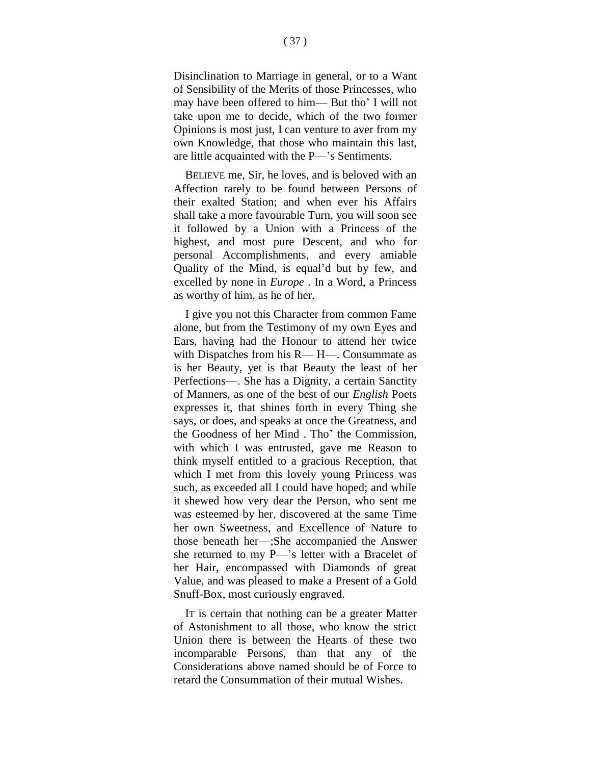Disinclination to Marriage in general, or to a Want of Sensibility of the Merits of those Princesses, who may have been offered to him— But tho' I will not take upon me to decide, which of the two former Opinions is most just, I can venture to aver from my own Knowledge, that those who maintain this last, are little acquainted with the P—'s Sentiments.

BELIEVE me, Sir, he loves, and is beloved with an Affection rarely to be found between Persons of their exalted Station; and when ever his Affairs shall take a more favourable Turn, you will soon see it followed by a Union with a Princess of the highest, and most pure Descent, and who for personal Accomplishments, and every amiable Quality of the Mind, is equal'd but by few, and excelled by none in *Europe* . In a Word, a Princess as worthy of him, as he of her.

I give you not this Character from common Fame alone, but from the Testimony of my own Eyes and Ears, having had the Honour to attend her twice with Dispatches from his R— H—. Consummate as is her Beauty, yet is that Beauty the least of her Perfections—. She has a Dignity, a certain Sanctity of Manners, as one of the best of our *English* Poets expresses it, that shines forth in every Thing she says, or does, and speaks at once the Greatness, and the Goodness of her Mind . Tho' the Commission, with which I was entrusted, gave me Reason to think myself entitled to a gracious Reception, that which I met from this lovely young Princess was such, as exceeded all I could have hoped; and while it shewed how very dear the Person, who sent me was esteemed by her, discovered at the same Time her own Sweetness, and Excellence of Nature to those beneath her—;She accompanied the Answer she returned to my P—'s letter with a Bracelet of her Hair, encompassed with Diamonds of great Value, and was pleased to make a Present of a Gold Snuff-Box, most curiously engraved.

IT is certain that nothing can be a greater Matter of Astonishment to all those, who know the strict Union there is between the Hearts of these two incomparable Persons, than that any of the Considerations above named should be of Force to retard the Consummation of their mutual Wishes.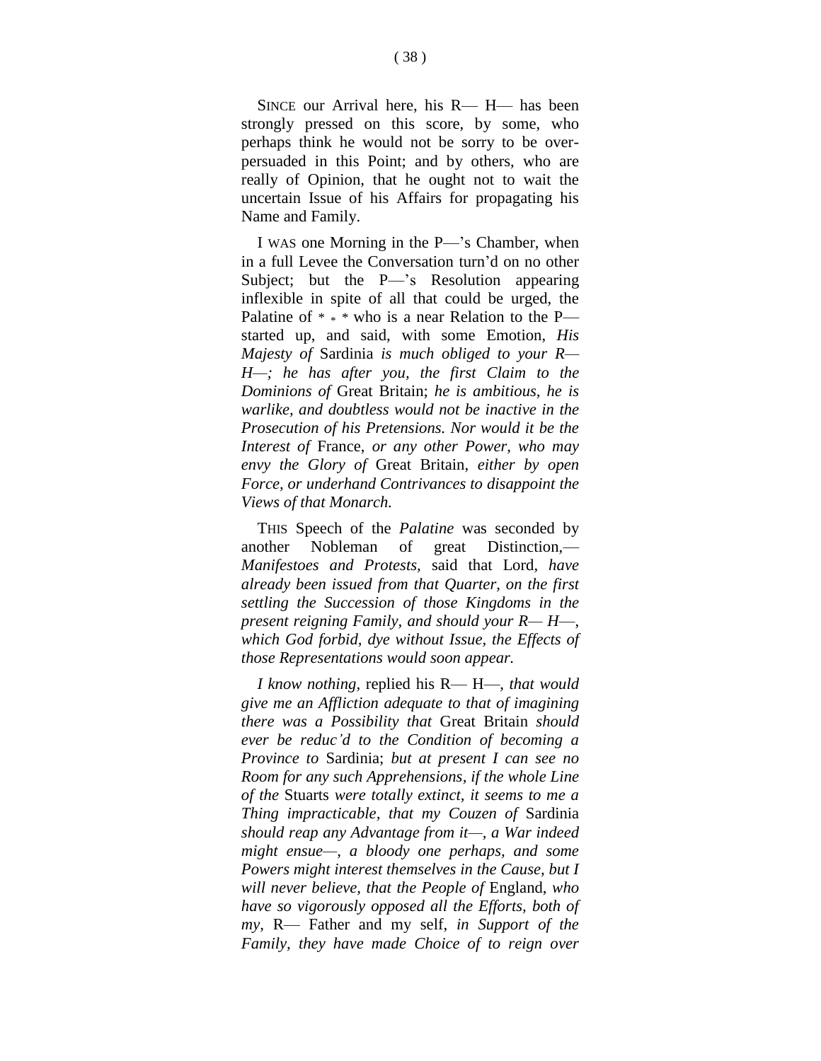SINCE our Arrival here, his R— H— has been strongly pressed on this score, by some, who perhaps think he would not be sorry to be over-persuaded in this Point; and by others, who are really of Opinion, that he ought not to wait the uncertain Issue of his Affairs for propagating his Name and Family.

I WAS one Morning in the P—'s Chamber, when in a full Levee the Conversation turn'd on no other Subject; but the P—'s Resolution appearing inflexible in spite of all that could be urged, the Palatine of * * * who is a near Relation to the P— started up, and said, with some Emotion, *His Majesty of* Sardinia *is much obliged to your R— H—; he has after you, the first Claim to the Dominions of* Great Britain; *he is ambitious, he is warlike, and doubtless would not be inactive in the Prosecution of his Pretensions. Nor would it be the Interest of* France, *or any other Power, who may envy the Glory of* Great Britain, *either by open Force, or underhand Contrivances to disappoint the Views of that Monarch.*

THIS Speech of the *Palatine* was seconded by another Nobleman of great Distinction,— *Manifestoes and Protests,* said that Lord, *have already been issued from that Quarter, on the first settling the Succession of those Kingdoms in the present reigning Family, and should your R— H—, which God forbid, dye without Issue, the Effects of those Representations would soon appear.*

*I know nothing,* replied his R— H—, *that would give me an Affliction adequate to that of imagining there was a Possibility that* Great Britain *should ever be reduc'd to the Condition of becoming a Province to* Sardinia; *but at present I can see no Room for any such Apprehensions, if the whole Line of the* Stuarts *were totally extinct, it seems to me a Thing impracticable, that my Couzen of* Sardinia *should reap any Advantage from it—, a War indeed might ensue—, a bloody one perhaps, and some Powers might interest themselves in the Cause, but I will never believe, that the People of* England, *who have so vigorously opposed all the Efforts, both of my,* R— Father and my self, *in Support of the Family, they have made Choice of to reign over*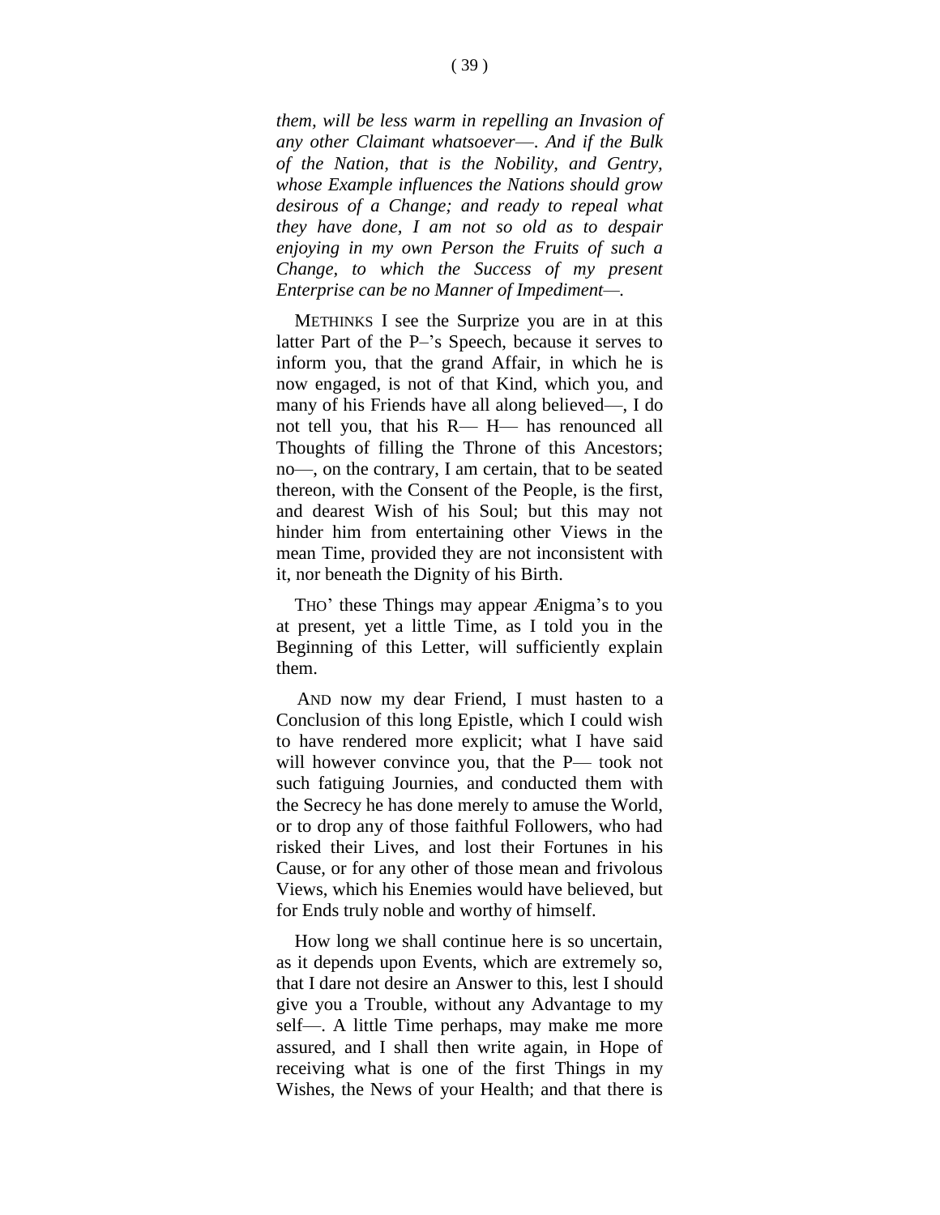*them, will be less warm in repelling an Invasion of any other Claimant whatsoever—. And if the Bulk of the Nation, that is the Nobility, and Gentry, whose Example influences the Nations should grow desirous of a Change; and ready to repeal what they have done, I am not so old as to despair enjoying in my own Person the Fruits of such a Change, to which the Success of my present Enterprise can be no Manner of Impediment—.*

METHINKS I see the Surprize you are in at this latter Part of the P–'s Speech, because it serves to inform you, that the grand Affair, in which he is now engaged, is not of that Kind, which you, and many of his Friends have all along believed—, I do not tell you, that his R— H— has renounced all Thoughts of filling the Throne of this Ancestors; no—, on the contrary, I am certain, that to be seated thereon, with the Consent of the People, is the first, and dearest Wish of his Soul; but this may not hinder him from entertaining other Views in the mean Time, provided they are not inconsistent with it, nor beneath the Dignity of his Birth.

THO' these Things may appear Ænigma's to you at present, yet a little Time, as I told you in the Beginning of this Letter, will sufficiently explain them.

AND now my dear Friend, I must hasten to a Conclusion of this long Epistle, which I could wish to have rendered more explicit; what I have said will however convince you, that the P— took not such fatiguing Journies, and conducted them with the Secrecy he has done merely to amuse the World, or to drop any of those faithful Followers, who had risked their Lives, and lost their Fortunes in his Cause, or for any other of those mean and frivolous Views, which his Enemies would have believed, but for Ends truly noble and worthy of himself.

How long we shall continue here is so uncertain, as it depends upon Events, which are extremely so, that I dare not desire an Answer to this, lest I should give you a Trouble, without any Advantage to my self—. A little Time perhaps, may make me more assured, and I shall then write again, in Hope of receiving what is one of the first Things in my Wishes, the News of your Health; and that there is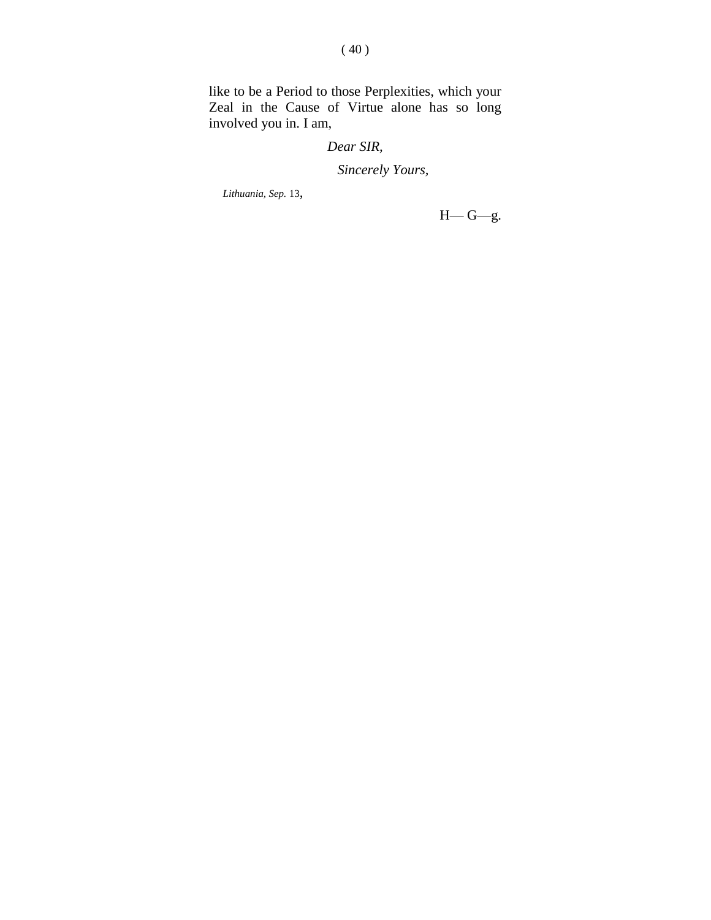like to be a Period to those Perplexities, which your Zeal in the Cause of Virtue alone has so long involved you in. I am,

*Dear SIR,*

*Sincerely Yours,*

*Lithuania, Sep.* 13,

H— G—g.